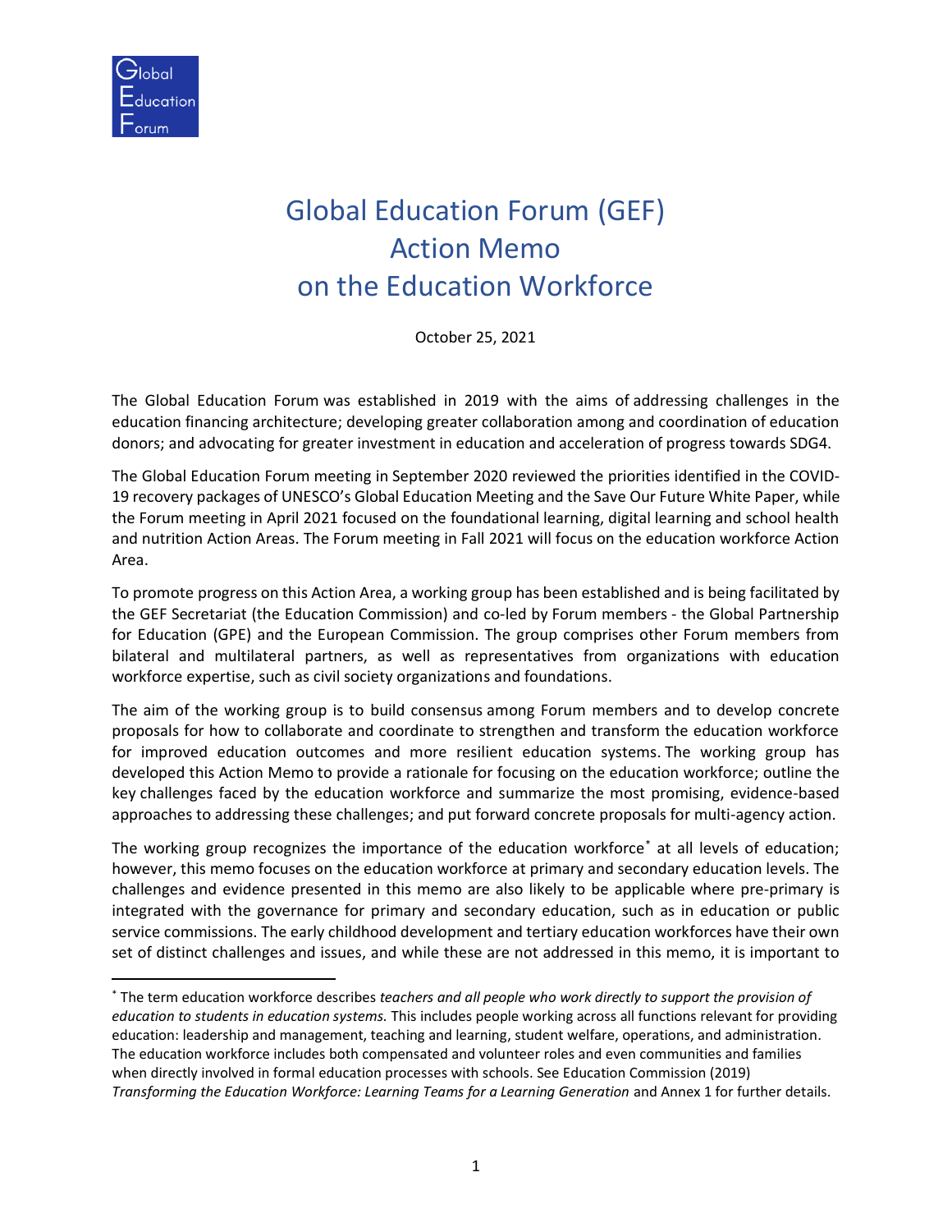Global Education Forum

# Global Education Forum (GEF) Action Memo on the Education Workforce

October 25, 2021

The Global Education Forum was established in 2019 with the aims of addressing challenges in the education financing architecture; developing greater collaboration among and coordination of education donors; and advocating for greater investment in education and acceleration of progress towards SDG4.

The Global Education Forum meeting in September 2020 reviewed the priorities identified in the COVID-19 recovery packages of UNESCO's Global Education Meeting and the Save Our Future White Paper, while the Forum meeting in April 2021 focused on the foundational learning, digital learning and school health and nutrition Action Areas. The Forum meeting in Fall 2021 will focus on the education workforce Action Area.

To promote progress on this Action Area, a working group has been established and is being facilitated by the GEF Secretariat (the Education Commission) and co-led by Forum members - the Global Partnership for Education (GPE) and the European Commission. The group comprises other Forum members from bilateral and multilateral partners, as well as representatives from organizations with education workforce expertise, such as civil society organizations and foundations.

The aim of the working group is to build consensus among Forum members and to develop concrete proposals for how to collaborate and coordinate to strengthen and transform the education workforce for improved education outcomes and more resilient education systems. The working group has developed this Action Memo to provide a rationale for focusing on the education workforce; outline the key challenges faced by the education workforce and summarize the most promising, evidence-based approaches to addressing these challenges; and put forward concrete proposals for multi-agency action.

The working group recognizes the importance of the education workforce[*] at all levels of education; however, this memo focuses on the education workforce at primary and secondary education levels. The challenges and evidence presented in this memo are also likely to be applicable where pre-primary is integrated with the governance for primary and secondary education, such as in education or public service commissions. The early childhood development and tertiary education workforces have their own set of distinct challenges and issues, and while these are not addressed in this memo, it is important to

---

[*] The term education workforce describes *teachers and all people who work directly to support the provision of education to students in education systems.* This includes people working across all functions relevant for providing education: leadership and management, teaching and learning, student welfare, operations, and administration. The education workforce includes both compensated and volunteer roles and even communities and families when directly involved in formal education processes with schools. See Education Commission (2019) *Transforming the Education Workforce: Learning Teams for a Learning Generation* and Annex 1 for further details.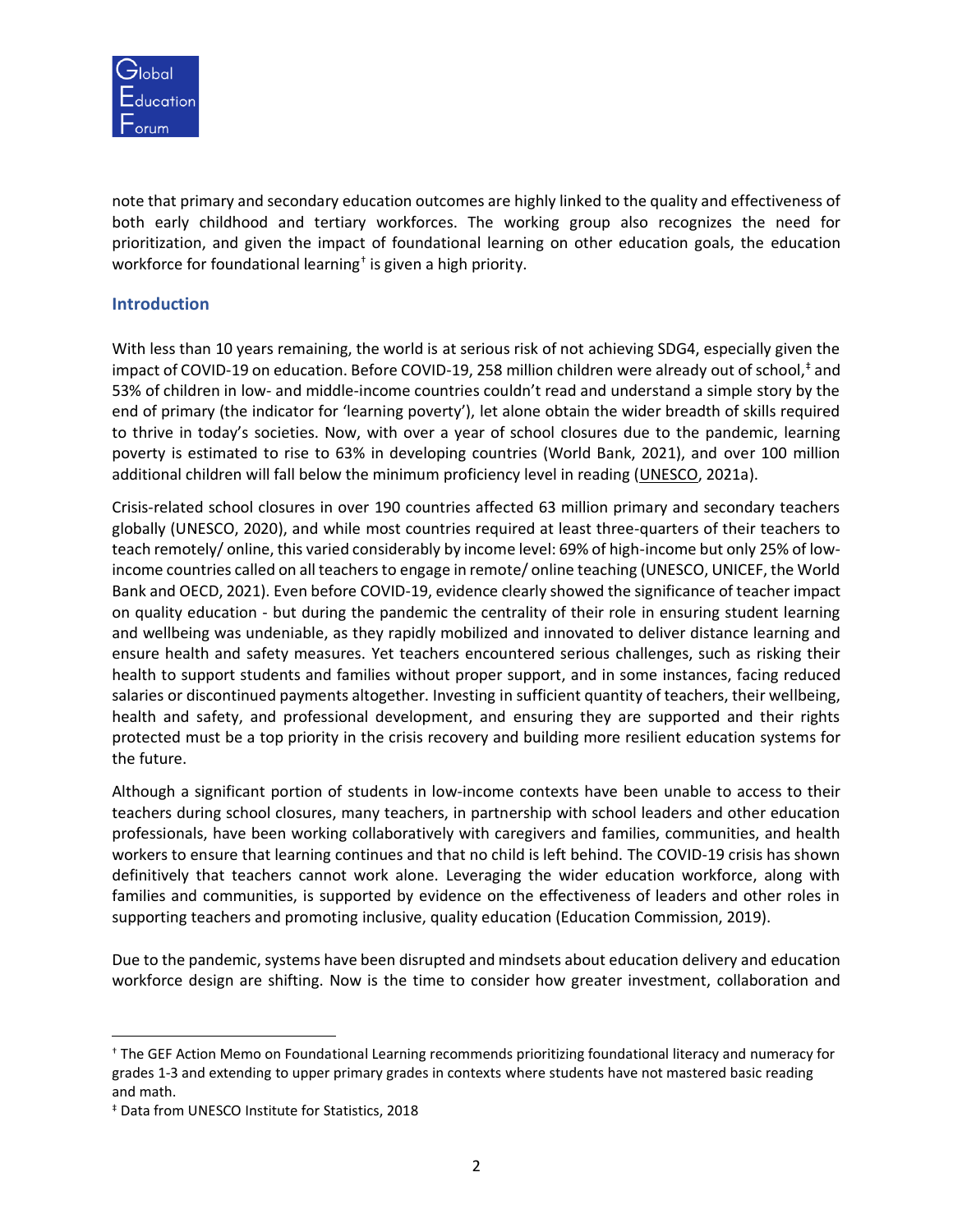note that primary and secondary education outcomes are highly linked to the quality and effectiveness of both early childhood and tertiary workforces. The working group also recognizes the need for prioritization, and given the impact of foundational learning on other education goals, the education workforce for foundational learning[†] is given a high priority.

## Introduction

With less than 10 years remaining, the world is at serious risk of not achieving SDG4, especially given the impact of COVID-19 on education. Before COVID-19, 258 million children were already out of school,[‡] and 53% of children in low- and middle-income countries couldn't read and understand a simple story by the end of primary (the indicator for 'learning poverty'), let alone obtain the wider breadth of skills required to thrive in today's societies. Now, with over a year of school closures due to the pandemic, learning poverty is estimated to rise to 63% in developing countries (World Bank, 2021), and over 100 million additional children will fall below the minimum proficiency level in reading (UNESCO, 2021a).

Crisis-related school closures in over 190 countries affected 63 million primary and secondary teachers globally (UNESCO, 2020), and while most countries required at least three-quarters of their teachers to teach remotely/ online, this varied considerably by income level: 69% of high-income but only 25% of low-income countries called on all teachers to engage in remote/ online teaching (UNESCO, UNICEF, the World Bank and OECD, 2021). Even before COVID-19, evidence clearly showed the significance of teacher impact on quality education - but during the pandemic the centrality of their role in ensuring student learning and wellbeing was undeniable, as they rapidly mobilized and innovated to deliver distance learning and ensure health and safety measures. Yet teachers encountered serious challenges, such as risking their health to support students and families without proper support, and in some instances, facing reduced salaries or discontinued payments altogether. Investing in sufficient quantity of teachers, their wellbeing, health and safety, and professional development, and ensuring they are supported and their rights protected must be a top priority in the crisis recovery and building more resilient education systems for the future.

Although a significant portion of students in low-income contexts have been unable to access to their teachers during school closures, many teachers, in partnership with school leaders and other education professionals, have been working collaboratively with caregivers and families, communities, and health workers to ensure that learning continues and that no child is left behind. The COVID-19 crisis has shown definitively that teachers cannot work alone. Leveraging the wider education workforce, along with families and communities, is supported by evidence on the effectiveness of leaders and other roles in supporting teachers and promoting inclusive, quality education (Education Commission, 2019).

Due to the pandemic, systems have been disrupted and mindsets about education delivery and education workforce design are shifting. Now is the time to consider how greater investment, collaboration and

---

[†] The GEF Action Memo on Foundational Learning recommends prioritizing foundational literacy and numeracy for grades 1-3 and extending to upper primary grades in contexts where students have not mastered basic reading and math.

[‡] Data from UNESCO Institute for Statistics, 2018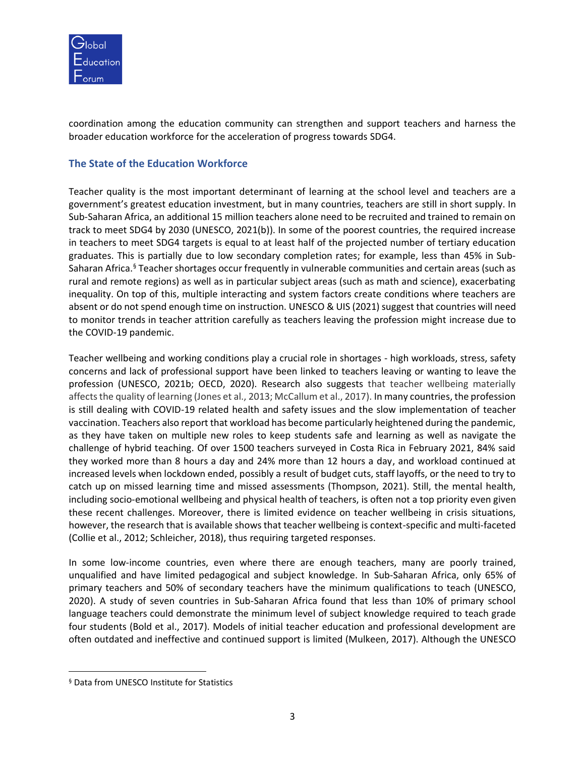coordination among the education community can strengthen and support teachers and harness the broader education workforce for the acceleration of progress towards SDG4.

## The State of the Education Workforce

Teacher quality is the most important determinant of learning at the school level and teachers are a government's greatest education investment, but in many countries, teachers are still in short supply. In Sub-Saharan Africa, an additional 15 million teachers alone need to be recruited and trained to remain on track to meet SDG4 by 2030 (UNESCO, 2021(b)). In some of the poorest countries, the required increase in teachers to meet SDG4 targets is equal to at least half of the projected number of tertiary education graduates. This is partially due to low secondary completion rates; for example, less than 45% in Sub-Saharan Africa.[§] Teacher shortages occur frequently in vulnerable communities and certain areas (such as rural and remote regions) as well as in particular subject areas (such as math and science), exacerbating inequality. On top of this, multiple interacting and system factors create conditions where teachers are absent or do not spend enough time on instruction. UNESCO & UIS (2021) suggest that countries will need to monitor trends in teacher attrition carefully as teachers leaving the profession might increase due to the COVID-19 pandemic.

Teacher wellbeing and working conditions play a crucial role in shortages - high workloads, stress, safety concerns and lack of professional support have been linked to teachers leaving or wanting to leave the profession (UNESCO, 2021b; OECD, 2020). Research also suggests that teacher wellbeing materially affects the quality of learning (Jones et al., 2013; McCallum et al., 2017). In many countries, the profession is still dealing with COVID-19 related health and safety issues and the slow implementation of teacher vaccination. Teachers also report that workload has become particularly heightened during the pandemic, as they have taken on multiple new roles to keep students safe and learning as well as navigate the challenge of hybrid teaching. Of over 1500 teachers surveyed in Costa Rica in February 2021, 84% said they worked more than 8 hours a day and 24% more than 12 hours a day, and workload continued at increased levels when lockdown ended, possibly a result of budget cuts, staff layoffs, or the need to try to catch up on missed learning time and missed assessments (Thompson, 2021). Still, the mental health, including socio-emotional wellbeing and physical health of teachers, is often not a top priority even given these recent challenges. Moreover, there is limited evidence on teacher wellbeing in crisis situations, however, the research that is available shows that teacher wellbeing is context-specific and multi-faceted (Collie et al., 2012; Schleicher, 2018), thus requiring targeted responses.

In some low-income countries, even where there are enough teachers, many are poorly trained, unqualified and have limited pedagogical and subject knowledge. In Sub-Saharan Africa, only 65% of primary teachers and 50% of secondary teachers have the minimum qualifications to teach (UNESCO, 2020). A study of seven countries in Sub-Saharan Africa found that less than 10% of primary school language teachers could demonstrate the minimum level of subject knowledge required to teach grade four students (Bold et al., 2017). Models of initial teacher education and professional development are often outdated and ineffective and continued support is limited (Mulkeen, 2017). Although the UNESCO

[§] Data from UNESCO Institute for Statistics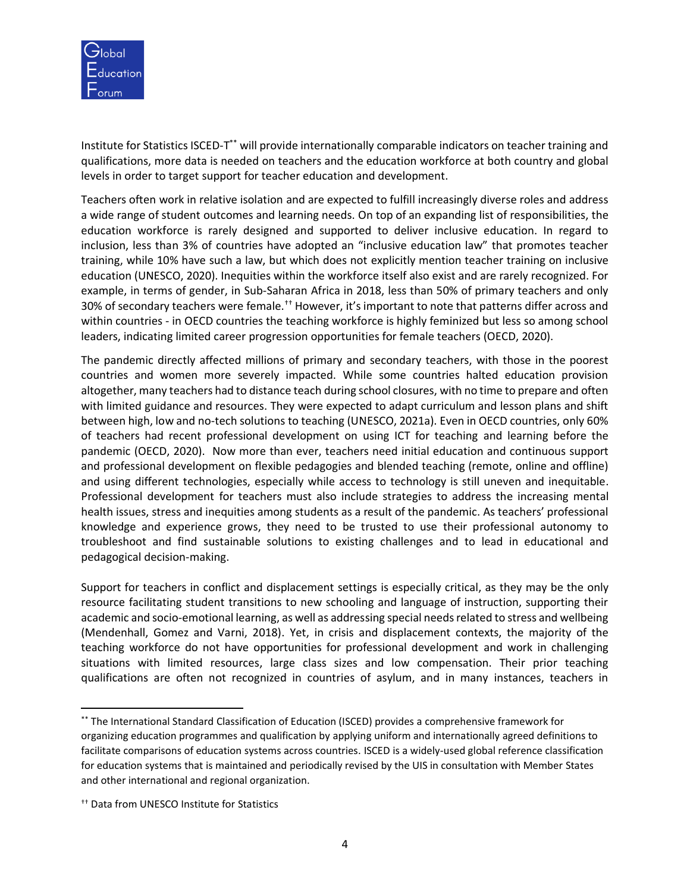Institute for Statistics ISCED-T[**] will provide internationally comparable indicators on teacher training and qualifications, more data is needed on teachers and the education workforce at both country and global levels in order to target support for teacher education and development.

Teachers often work in relative isolation and are expected to fulfill increasingly diverse roles and address a wide range of student outcomes and learning needs. On top of an expanding list of responsibilities, the education workforce is rarely designed and supported to deliver inclusive education. In regard to inclusion, less than 3% of countries have adopted an "inclusive education law" that promotes teacher training, while 10% have such a law, but which does not explicitly mention teacher training on inclusive education (UNESCO, 2020). Inequities within the workforce itself also exist and are rarely recognized. For example, in terms of gender, in Sub-Saharan Africa in 2018, less than 50% of primary teachers and only 30% of secondary teachers were female.[††] However, it's important to note that patterns differ across and within countries - in OECD countries the teaching workforce is highly feminized but less so among school leaders, indicating limited career progression opportunities for female teachers (OECD, 2020).

The pandemic directly affected millions of primary and secondary teachers, with those in the poorest countries and women more severely impacted. While some countries halted education provision altogether, many teachers had to distance teach during school closures, with no time to prepare and often with limited guidance and resources. They were expected to adapt curriculum and lesson plans and shift between high, low and no-tech solutions to teaching (UNESCO, 2021a). Even in OECD countries, only 60% of teachers had recent professional development on using ICT for teaching and learning before the pandemic (OECD, 2020). Now more than ever, teachers need initial education and continuous support and professional development on flexible pedagogies and blended teaching (remote, online and offline) and using different technologies, especially while access to technology is still uneven and inequitable. Professional development for teachers must also include strategies to address the increasing mental health issues, stress and inequities among students as a result of the pandemic. As teachers' professional knowledge and experience grows, they need to be trusted to use their professional autonomy to troubleshoot and find sustainable solutions to existing challenges and to lead in educational and pedagogical decision-making.

Support for teachers in conflict and displacement settings is especially critical, as they may be the only resource facilitating student transitions to new schooling and language of instruction, supporting their academic and socio-emotional learning, as well as addressing special needs related to stress and wellbeing (Mendenhall, Gomez and Varni, 2018). Yet, in crisis and displacement contexts, the majority of the teaching workforce do not have opportunities for professional development and work in challenging situations with limited resources, large class sizes and low compensation. Their prior teaching qualifications are often not recognized in countries of asylum, and in many instances, teachers in

---

[**] The International Standard Classification of Education (ISCED) provides a comprehensive framework for organizing education programmes and qualification by applying uniform and internationally agreed definitions to facilitate comparisons of education systems across countries. ISCED is a widely-used global reference classification for education systems that is maintained and periodically revised by the UIS in consultation with Member States and other international and regional organization.

[††] Data from UNESCO Institute for Statistics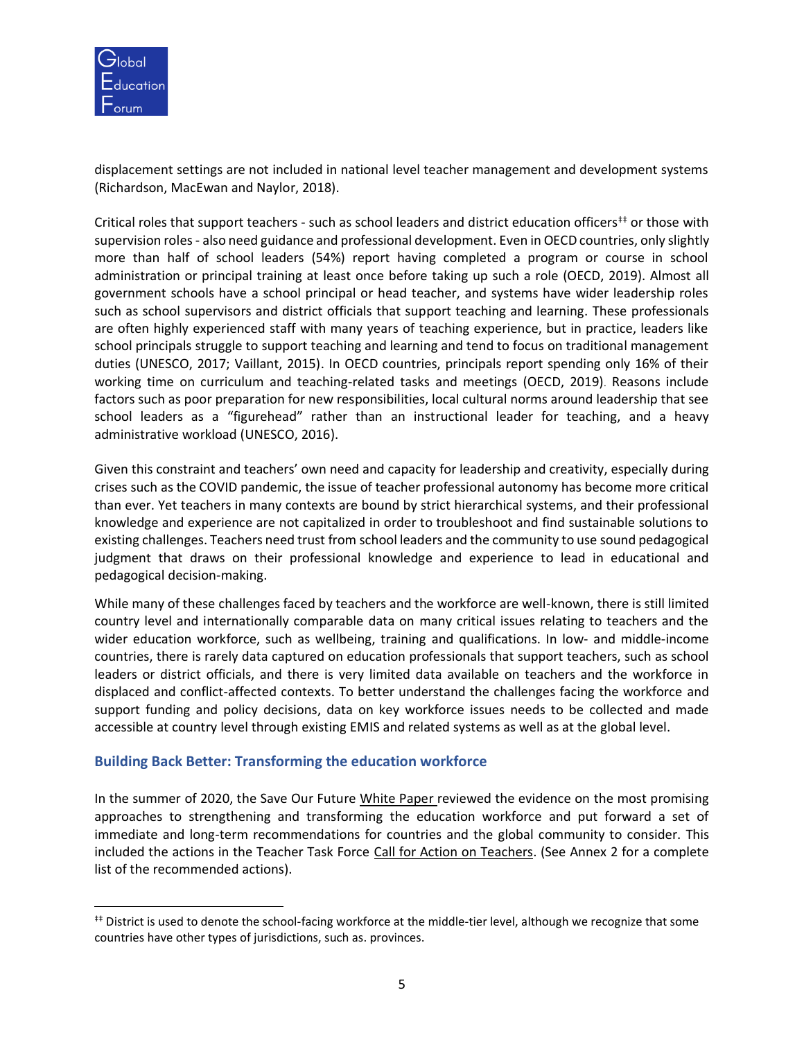displacement settings are not included in national level teacher management and development systems (Richardson, MacEwan and Naylor, 2018).

Critical roles that support teachers - such as school leaders and district education officers[‡‡] or those with supervision roles - also need guidance and professional development. Even in OECD countries, only slightly more than half of school leaders (54%) report having completed a program or course in school administration or principal training at least once before taking up such a role (OECD, 2019). Almost all government schools have a school principal or head teacher, and systems have wider leadership roles such as school supervisors and district officials that support teaching and learning. These professionals are often highly experienced staff with many years of teaching experience, but in practice, leaders like school principals struggle to support teaching and learning and tend to focus on traditional management duties (UNESCO, 2017; Vaillant, 2015). In OECD countries, principals report spending only 16% of their working time on curriculum and teaching-related tasks and meetings (OECD, 2019). Reasons include factors such as poor preparation for new responsibilities, local cultural norms around leadership that see school leaders as a "figurehead" rather than an instructional leader for teaching, and a heavy administrative workload (UNESCO, 2016).

Given this constraint and teachers' own need and capacity for leadership and creativity, especially during crises such as the COVID pandemic, the issue of teacher professional autonomy has become more critical than ever. Yet teachers in many contexts are bound by strict hierarchical systems, and their professional knowledge and experience are not capitalized in order to troubleshoot and find sustainable solutions to existing challenges. Teachers need trust from school leaders and the community to use sound pedagogical judgment that draws on their professional knowledge and experience to lead in educational and pedagogical decision-making.

While many of these challenges faced by teachers and the workforce are well-known, there is still limited country level and internationally comparable data on many critical issues relating to teachers and the wider education workforce, such as wellbeing, training and qualifications. In low- and middle-income countries, there is rarely data captured on education professionals that support teachers, such as school leaders or district officials, and there is very limited data available on teachers and the workforce in displaced and conflict-affected contexts. To better understand the challenges facing the workforce and support funding and policy decisions, data on key workforce issues needs to be collected and made accessible at country level through existing EMIS and related systems as well as at the global level.

## Building Back Better: Transforming the education workforce

In the summer of 2020, the Save Our Future White Paper reviewed the evidence on the most promising approaches to strengthening and transforming the education workforce and put forward a set of immediate and long-term recommendations for countries and the global community to consider. This included the actions in the Teacher Task Force Call for Action on Teachers. (See Annex 2 for a complete list of the recommended actions).

---

[‡‡] District is used to denote the school-facing workforce at the middle-tier level, although we recognize that some countries have other types of jurisdictions, such as. provinces.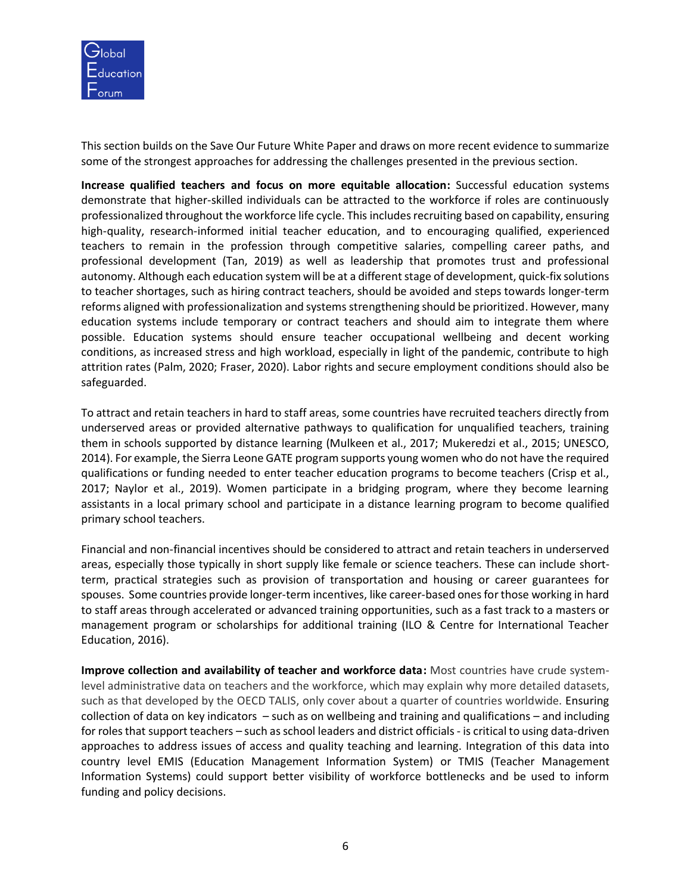This section builds on the Save Our Future White Paper and draws on more recent evidence to summarize some of the strongest approaches for addressing the challenges presented in the previous section.

**Increase qualified teachers and focus on more equitable allocation:** Successful education systems demonstrate that higher-skilled individuals can be attracted to the workforce if roles are continuously professionalized throughout the workforce life cycle. This includes recruiting based on capability, ensuring high-quality, research-informed initial teacher education, and to encouraging qualified, experienced teachers to remain in the profession through competitive salaries, compelling career paths, and professional development (Tan, 2019) as well as leadership that promotes trust and professional autonomy. Although each education system will be at a different stage of development, quick-fix solutions to teacher shortages, such as hiring contract teachers, should be avoided and steps towards longer-term reforms aligned with professionalization and systems strengthening should be prioritized. However, many education systems include temporary or contract teachers and should aim to integrate them where possible. Education systems should ensure teacher occupational wellbeing and decent working conditions, as increased stress and high workload, especially in light of the pandemic, contribute to high attrition rates (Palm, 2020; Fraser, 2020). Labor rights and secure employment conditions should also be safeguarded.

To attract and retain teachers in hard to staff areas, some countries have recruited teachers directly from underserved areas or provided alternative pathways to qualification for unqualified teachers, training them in schools supported by distance learning (Mulkeen et al., 2017; Mukeredzi et al., 2015; UNESCO, 2014). For example, the Sierra Leone GATE program supports young women who do not have the required qualifications or funding needed to enter teacher education programs to become teachers (Crisp et al., 2017; Naylor et al., 2019). Women participate in a bridging program, where they become learning assistants in a local primary school and participate in a distance learning program to become qualified primary school teachers.

Financial and non-financial incentives should be considered to attract and retain teachers in underserved areas, especially those typically in short supply like female or science teachers. These can include short-term, practical strategies such as provision of transportation and housing or career guarantees for spouses. Some countries provide longer-term incentives, like career-based ones for those working in hard to staff areas through accelerated or advanced training opportunities, such as a fast track to a masters or management program or scholarships for additional training (ILO & Centre for International Teacher Education, 2016).

**Improve collection and availability of teacher and workforce data:** Most countries have crude system-level administrative data on teachers and the workforce, which may explain why more detailed datasets, such as that developed by the OECD TALIS, only cover about a quarter of countries worldwide. Ensuring collection of data on key indicators – such as on wellbeing and training and qualifications – and including for roles that support teachers – such as school leaders and district officials - is critical to using data-driven approaches to address issues of access and quality teaching and learning. Integration of this data into country level EMIS (Education Management Information System) or TMIS (Teacher Management Information Systems) could support better visibility of workforce bottlenecks and be used to inform funding and policy decisions.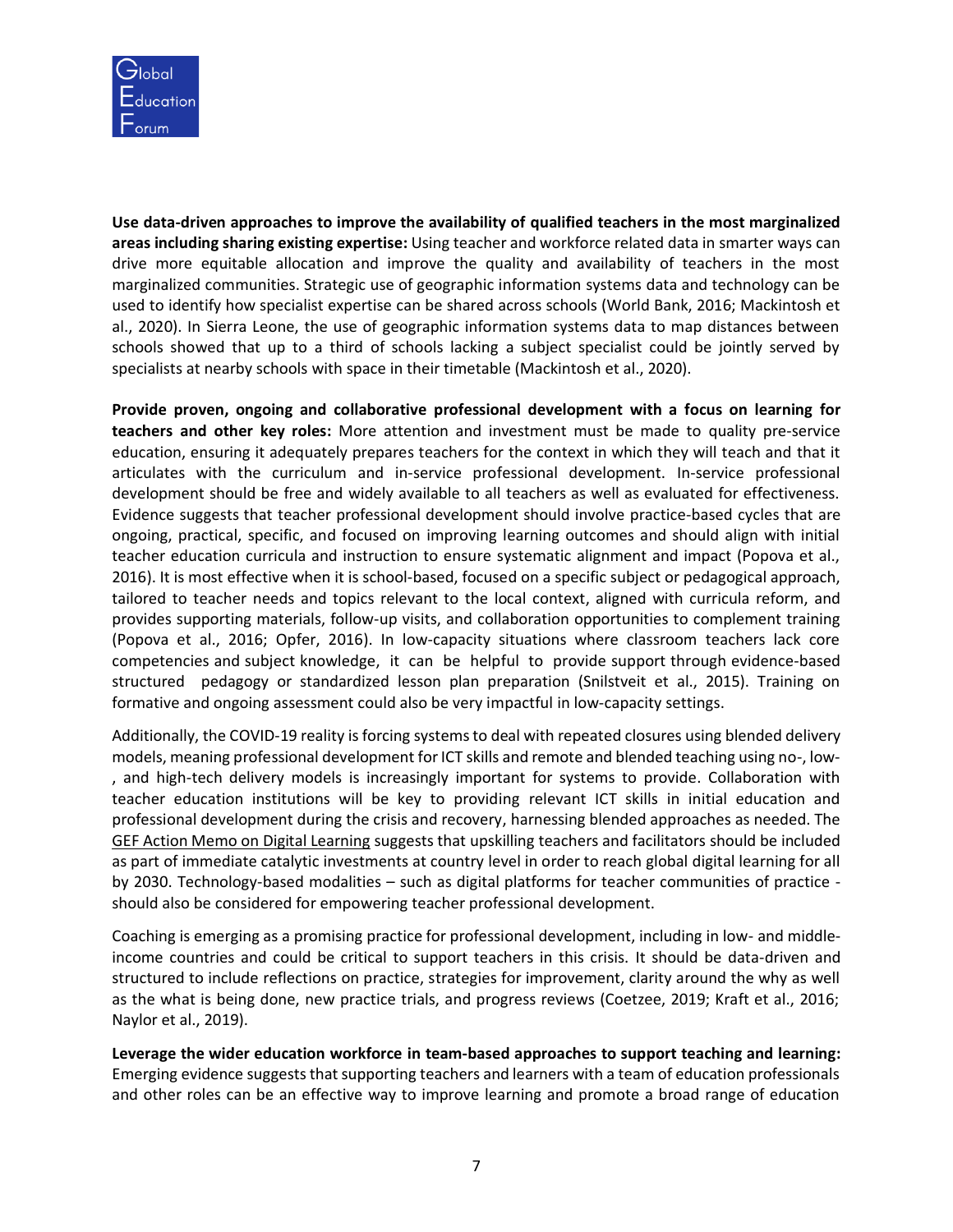**Use data-driven approaches to improve the availability of qualified teachers in the most marginalized areas including sharing existing expertise:** Using teacher and workforce related data in smarter ways can drive more equitable allocation and improve the quality and availability of teachers in the most marginalized communities. Strategic use of geographic information systems data and technology can be used to identify how specialist expertise can be shared across schools (World Bank, 2016; Mackintosh et al., 2020). In Sierra Leone, the use of geographic information systems data to map distances between schools showed that up to a third of schools lacking a subject specialist could be jointly served by specialists at nearby schools with space in their timetable (Mackintosh et al., 2020).

**Provide proven, ongoing and collaborative professional development with a focus on learning for teachers and other key roles:** More attention and investment must be made to quality pre-service education, ensuring it adequately prepares teachers for the context in which they will teach and that it articulates with the curriculum and in-service professional development. In-service professional development should be free and widely available to all teachers as well as evaluated for effectiveness. Evidence suggests that teacher professional development should involve practice-based cycles that are ongoing, practical, specific, and focused on improving learning outcomes and should align with initial teacher education curricula and instruction to ensure systematic alignment and impact (Popova et al., 2016). It is most effective when it is school-based, focused on a specific subject or pedagogical approach, tailored to teacher needs and topics relevant to the local context, aligned with curricula reform, and provides supporting materials, follow-up visits, and collaboration opportunities to complement training (Popova et al., 2016; Opfer, 2016). In low-capacity situations where classroom teachers lack core competencies and subject knowledge, it can be helpful to provide support through evidence-based structured pedagogy or standardized lesson plan preparation (Snilstveit et al., 2015). Training on formative and ongoing assessment could also be very impactful in low-capacity settings.

Additionally, the COVID-19 reality is forcing systems to deal with repeated closures using blended delivery models, meaning professional development for ICT skills and remote and blended teaching using no-, low-, and high-tech delivery models is increasingly important for systems to provide. Collaboration with teacher education institutions will be key to providing relevant ICT skills in initial education and professional development during the crisis and recovery, harnessing blended approaches as needed. The GEF Action Memo on Digital Learning suggests that upskilling teachers and facilitators should be included as part of immediate catalytic investments at country level in order to reach global digital learning for all by 2030. Technology-based modalities – such as digital platforms for teacher communities of practice - should also be considered for empowering teacher professional development.

Coaching is emerging as a promising practice for professional development, including in low- and middle-income countries and could be critical to support teachers in this crisis. It should be data-driven and structured to include reflections on practice, strategies for improvement, clarity around the why as well as the what is being done, new practice trials, and progress reviews (Coetzee, 2019; Kraft et al., 2016; Naylor et al., 2019).

**Leverage the wider education workforce in team-based approaches to support teaching and learning:** Emerging evidence suggests that supporting teachers and learners with a team of education professionals and other roles can be an effective way to improve learning and promote a broad range of education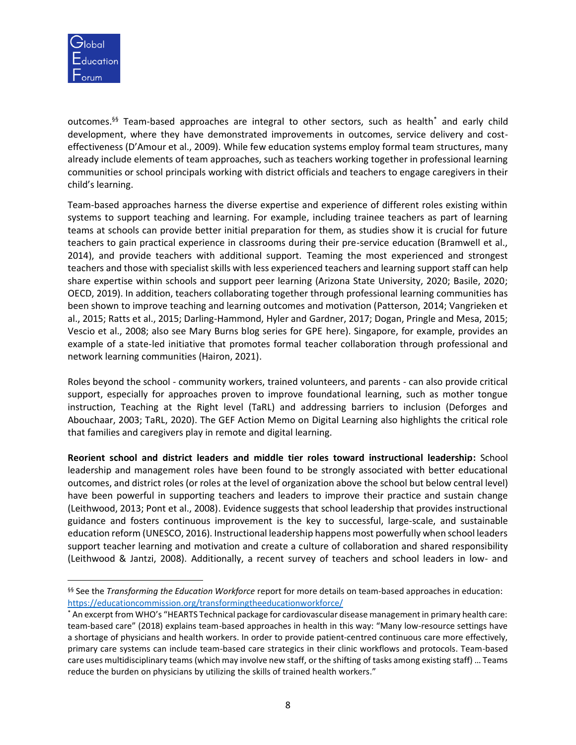outcomes.[§§] Team-based approaches are integral to other sectors, such as health[*] and early child development, where they have demonstrated improvements in outcomes, service delivery and cost-effectiveness (D'Amour et al., 2009). While few education systems employ formal team structures, many already include elements of team approaches, such as teachers working together in professional learning communities or school principals working with district officials and teachers to engage caregivers in their child's learning.

Team-based approaches harness the diverse expertise and experience of different roles existing within systems to support teaching and learning. For example, including trainee teachers as part of learning teams at schools can provide better initial preparation for them, as studies show it is crucial for future teachers to gain practical experience in classrooms during their pre-service education (Bramwell et al., 2014), and provide teachers with additional support. Teaming the most experienced and strongest teachers and those with specialist skills with less experienced teachers and learning support staff can help share expertise within schools and support peer learning (Arizona State University, 2020; Basile, 2020; OECD, 2019). In addition, teachers collaborating together through professional learning communities has been shown to improve teaching and learning outcomes and motivation (Patterson, 2014; Vangrieken et al., 2015; Ratts et al., 2015; Darling-Hammond, Hyler and Gardner, 2017; Dogan, Pringle and Mesa, 2015; Vescio et al., 2008; also see Mary Burns blog series for GPE here). Singapore, for example, provides an example of a state-led initiative that promotes formal teacher collaboration through professional and network learning communities (Hairon, 2021).

Roles beyond the school - community workers, trained volunteers, and parents - can also provide critical support, especially for approaches proven to improve foundational learning, such as mother tongue instruction, Teaching at the Right level (TaRL) and addressing barriers to inclusion (Deforges and Abouchaar, 2003; TaRL, 2020). The GEF Action Memo on Digital Learning also highlights the critical role that families and caregivers play in remote and digital learning.

**Reorient school and district leaders and middle tier roles toward instructional leadership:** School leadership and management roles have been found to be strongly associated with better educational outcomes, and district roles (or roles at the level of organization above the school but below central level) have been powerful in supporting teachers and leaders to improve their practice and sustain change (Leithwood, 2013; Pont et al., 2008). Evidence suggests that school leadership that provides instructional guidance and fosters continuous improvement is the key to successful, large-scale, and sustainable education reform (UNESCO, 2016). Instructional leadership happens most powerfully when school leaders support teacher learning and motivation and create a culture of collaboration and shared responsibility (Leithwood & Jantzi, 2008). Additionally, a recent survey of teachers and school leaders in low- and

---

[§§] See the *Transforming the Education Workforce* report for more details on team-based approaches in education: https://educationcommission.org/transformingtheeducationworkforce/

[*] An excerpt from WHO's "HEARTS Technical package for cardiovascular disease management in primary health care: team-based care" (2018) explains team-based approaches in health in this way: "Many low-resource settings have a shortage of physicians and health workers. In order to provide patient-centred continuous care more effectively, primary care systems can include team-based care strategics in their clinic workflows and protocols. Team-based care uses multidisciplinary teams (which may involve new staff, or the shifting of tasks among existing staff) … Teams reduce the burden on physicians by utilizing the skills of trained health workers."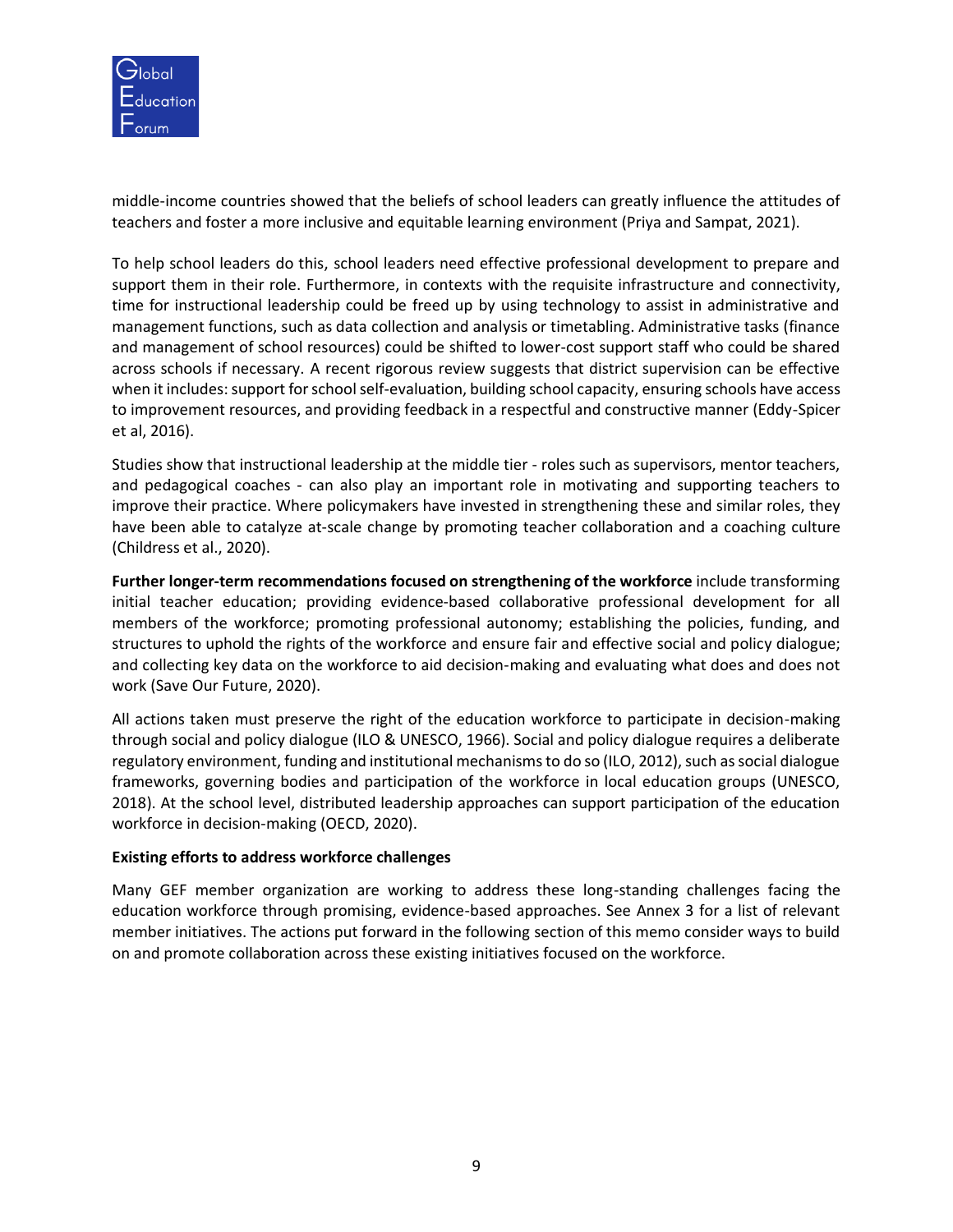middle-income countries showed that the beliefs of school leaders can greatly influence the attitudes of teachers and foster a more inclusive and equitable learning environment (Priya and Sampat, 2021).

To help school leaders do this, school leaders need effective professional development to prepare and support them in their role. Furthermore, in contexts with the requisite infrastructure and connectivity, time for instructional leadership could be freed up by using technology to assist in administrative and management functions, such as data collection and analysis or timetabling. Administrative tasks (finance and management of school resources) could be shifted to lower-cost support staff who could be shared across schools if necessary. A recent rigorous review suggests that district supervision can be effective when it includes: support for school self-evaluation, building school capacity, ensuring schools have access to improvement resources, and providing feedback in a respectful and constructive manner (Eddy-Spicer et al, 2016).

Studies show that instructional leadership at the middle tier - roles such as supervisors, mentor teachers, and pedagogical coaches - can also play an important role in motivating and supporting teachers to improve their practice. Where policymakers have invested in strengthening these and similar roles, they have been able to catalyze at-scale change by promoting teacher collaboration and a coaching culture (Childress et al., 2020).

**Further longer-term recommendations focused on strengthening of the workforce** include transforming initial teacher education; providing evidence-based collaborative professional development for all members of the workforce; promoting professional autonomy; establishing the policies, funding, and structures to uphold the rights of the workforce and ensure fair and effective social and policy dialogue; and collecting key data on the workforce to aid decision-making and evaluating what does and does not work (Save Our Future, 2020).

All actions taken must preserve the right of the education workforce to participate in decision-making through social and policy dialogue (ILO & UNESCO, 1966). Social and policy dialogue requires a deliberate regulatory environment, funding and institutional mechanisms to do so (ILO, 2012), such as social dialogue frameworks, governing bodies and participation of the workforce in local education groups (UNESCO, 2018). At the school level, distributed leadership approaches can support participation of the education workforce in decision-making (OECD, 2020).

**Existing efforts to address workforce challenges**

Many GEF member organization are working to address these long-standing challenges facing the education workforce through promising, evidence-based approaches. See Annex 3 for a list of relevant member initiatives. The actions put forward in the following section of this memo consider ways to build on and promote collaboration across these existing initiatives focused on the workforce.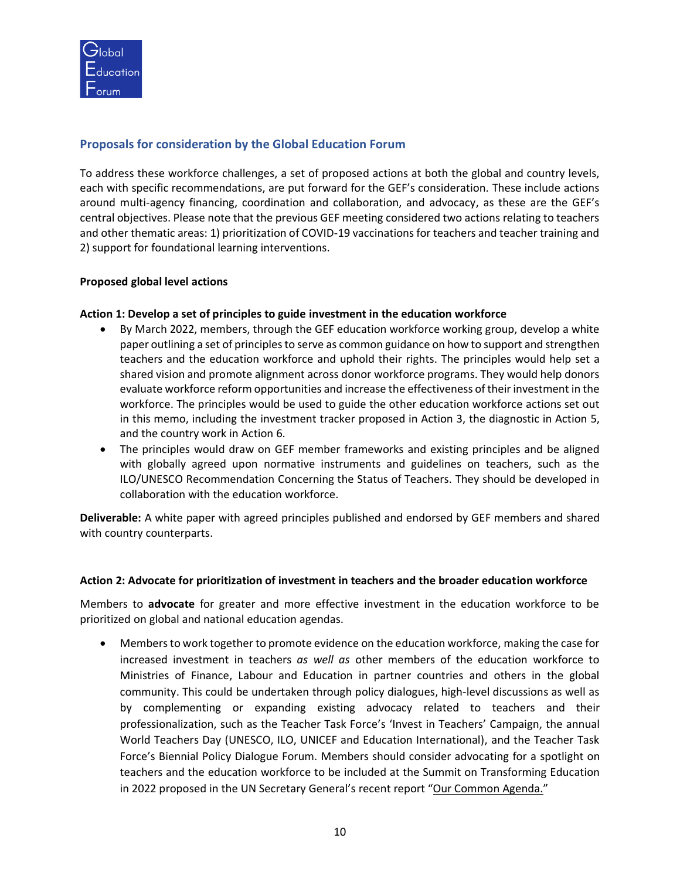## Proposals for consideration by the Global Education Forum

To address these workforce challenges, a set of proposed actions at both the global and country levels, each with specific recommendations, are put forward for the GEF's consideration. These include actions around multi-agency financing, coordination and collaboration, and advocacy, as these are the GEF's central objectives. Please note that the previous GEF meeting considered two actions relating to teachers and other thematic areas: 1) prioritization of COVID-19 vaccinations for teachers and teacher training and 2) support for foundational learning interventions.

### Proposed global level actions

#### Action 1: Develop a set of principles to guide investment in the education workforce

- By March 2022, members, through the GEF education workforce working group, develop a white paper outlining a set of principles to serve as common guidance on how to support and strengthen teachers and the education workforce and uphold their rights. The principles would help set a shared vision and promote alignment across donor workforce programs. They would help donors evaluate workforce reform opportunities and increase the effectiveness of their investment in the workforce. The principles would be used to guide the other education workforce actions set out in this memo, including the investment tracker proposed in Action 3, the diagnostic in Action 5, and the country work in Action 6.
- The principles would draw on GEF member frameworks and existing principles and be aligned with globally agreed upon normative instruments and guidelines on teachers, such as the ILO/UNESCO Recommendation Concerning the Status of Teachers. They should be developed in collaboration with the education workforce.

**Deliverable:** A white paper with agreed principles published and endorsed by GEF members and shared with country counterparts.

#### Action 2: Advocate for prioritization of investment in teachers and the broader education workforce

Members to **advocate** for greater and more effective investment in the education workforce to be prioritized on global and national education agendas.

- Members to work together to promote evidence on the education workforce, making the case for increased investment in teachers *as well as* other members of the education workforce to Ministries of Finance, Labour and Education in partner countries and others in the global community. This could be undertaken through policy dialogues, high-level discussions as well as by complementing or expanding existing advocacy related to teachers and their professionalization, such as the Teacher Task Force's 'Invest in Teachers' Campaign, the annual World Teachers Day (UNESCO, ILO, UNICEF and Education International), and the Teacher Task Force's Biennial Policy Dialogue Forum. Members should consider advocating for a spotlight on teachers and the education workforce to be included at the Summit on Transforming Education in 2022 proposed in the UN Secretary General's recent report "Our Common Agenda."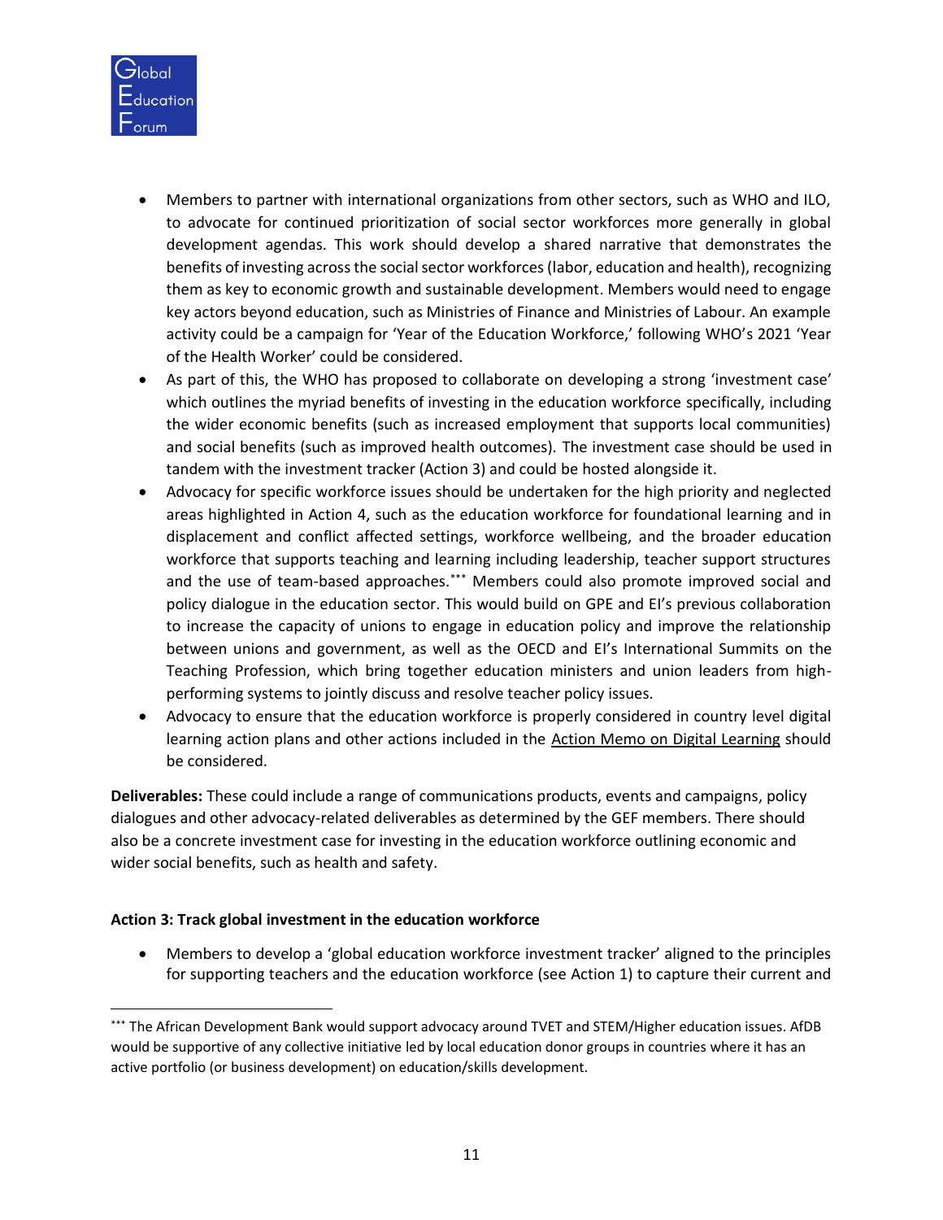- Members to partner with international organizations from other sectors, such as WHO and ILO, to advocate for continued prioritization of social sector workforces more generally in global development agendas. This work should develop a shared narrative that demonstrates the benefits of investing across the social sector workforces (labor, education and health), recognizing them as key to economic growth and sustainable development. Members would need to engage key actors beyond education, such as Ministries of Finance and Ministries of Labour. An example activity could be a campaign for 'Year of the Education Workforce,' following WHO's 2021 'Year of the Health Worker' could be considered.
- As part of this, the WHO has proposed to collaborate on developing a strong 'investment case' which outlines the myriad benefits of investing in the education workforce specifically, including the wider economic benefits (such as increased employment that supports local communities) and social benefits (such as improved health outcomes). The investment case should be used in tandem with the investment tracker (Action 3) and could be hosted alongside it.
- Advocacy for specific workforce issues should be undertaken for the high priority and neglected areas highlighted in Action 4, such as the education workforce for foundational learning and in displacement and conflict affected settings, workforce wellbeing, and the broader education workforce that supports teaching and learning including leadership, teacher support structures and the use of team-based approaches.[***] Members could also promote improved social and policy dialogue in the education sector. This would build on GPE and EI's previous collaboration to increase the capacity of unions to engage in education policy and improve the relationship between unions and government, as well as the OECD and EI's International Summits on the Teaching Profession, which bring together education ministers and union leaders from high-performing systems to jointly discuss and resolve teacher policy issues.
- Advocacy to ensure that the education workforce is properly considered in country level digital learning action plans and other actions included in the Action Memo on Digital Learning should be considered.

**Deliverables:** These could include a range of communications products, events and campaigns, policy dialogues and other advocacy-related deliverables as determined by the GEF members. There should also be a concrete investment case for investing in the education workforce outlining economic and wider social benefits, such as health and safety.

**Action 3: Track global investment in the education workforce**

- Members to develop a 'global education workforce investment tracker' aligned to the principles for supporting teachers and the education workforce (see Action 1) to capture their current and

[***] The African Development Bank would support advocacy around TVET and STEM/Higher education issues. AfDB would be supportive of any collective initiative led by local education donor groups in countries where it has an active portfolio (or business development) on education/skills development.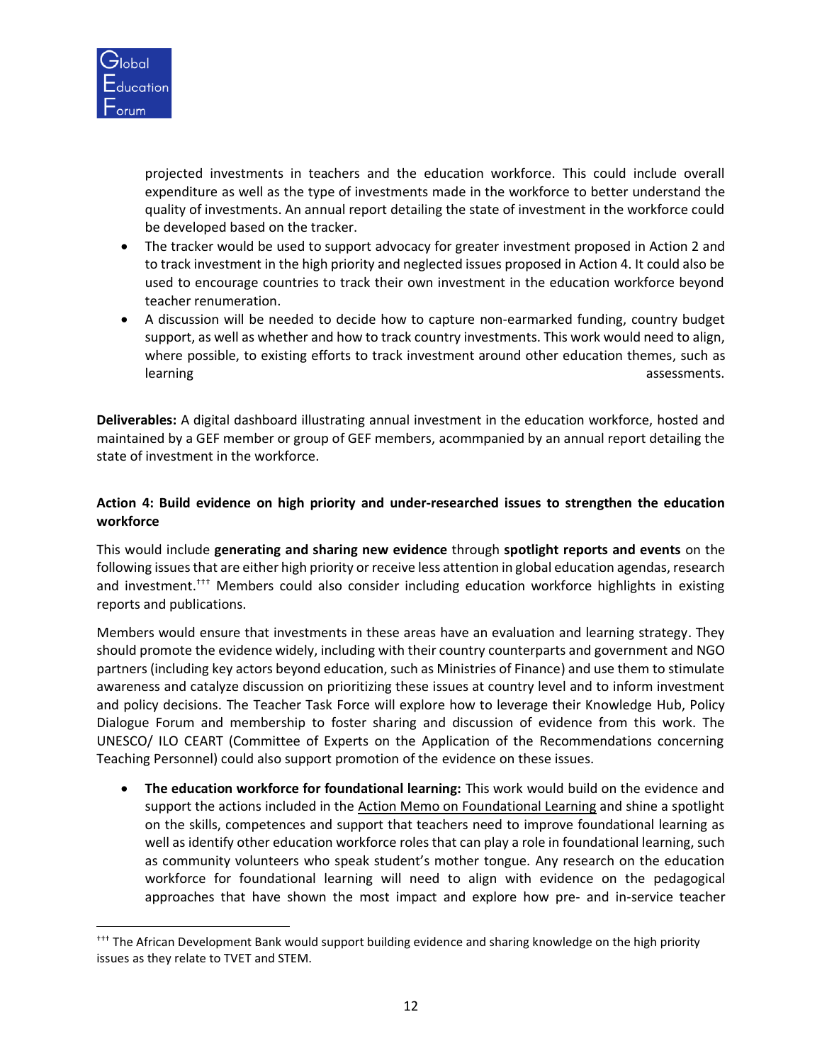projected investments in teachers and the education workforce. This could include overall expenditure as well as the type of investments made in the workforce to better understand the quality of investments. An annual report detailing the state of investment in the workforce could be developed based on the tracker.

- The tracker would be used to support advocacy for greater investment proposed in Action 2 and to track investment in the high priority and neglected issues proposed in Action 4. It could also be used to encourage countries to track their own investment in the education workforce beyond teacher renumeration.
- A discussion will be needed to decide how to capture non-earmarked funding, country budget support, as well as whether and how to track country investments. This work would need to align, where possible, to existing efforts to track investment around other education themes, such as learning assessments.

**Deliverables:** A digital dashboard illustrating annual investment in the education workforce, hosted and maintained by a GEF member or group of GEF members, acommpanied by an annual report detailing the state of investment in the workforce.

**Action 4: Build evidence on high priority and under-researched issues to strengthen the education workforce**

This would include **generating and sharing new evidence** through **spotlight reports and events** on the following issues that are either high priority or receive less attention in global education agendas, research and investment.[†††] Members could also consider including education workforce highlights in existing reports and publications.

Members would ensure that investments in these areas have an evaluation and learning strategy. They should promote the evidence widely, including with their country counterparts and government and NGO partners (including key actors beyond education, such as Ministries of Finance) and use them to stimulate awareness and catalyze discussion on prioritizing these issues at country level and to inform investment and policy decisions. The Teacher Task Force will explore how to leverage their Knowledge Hub, Policy Dialogue Forum and membership to foster sharing and discussion of evidence from this work. The UNESCO/ ILO CEART (Committee of Experts on the Application of the Recommendations concerning Teaching Personnel) could also support promotion of the evidence on these issues.

- **The education workforce for foundational learning:** This work would build on the evidence and support the actions included in the Action Memo on Foundational Learning and shine a spotlight on the skills, competences and support that teachers need to improve foundational learning as well as identify other education workforce roles that can play a role in foundational learning, such as community volunteers who speak student's mother tongue. Any research on the education workforce for foundational learning will need to align with evidence on the pedagogical approaches that have shown the most impact and explore how pre- and in-service teacher

[†††] The African Development Bank would support building evidence and sharing knowledge on the high priority issues as they relate to TVET and STEM.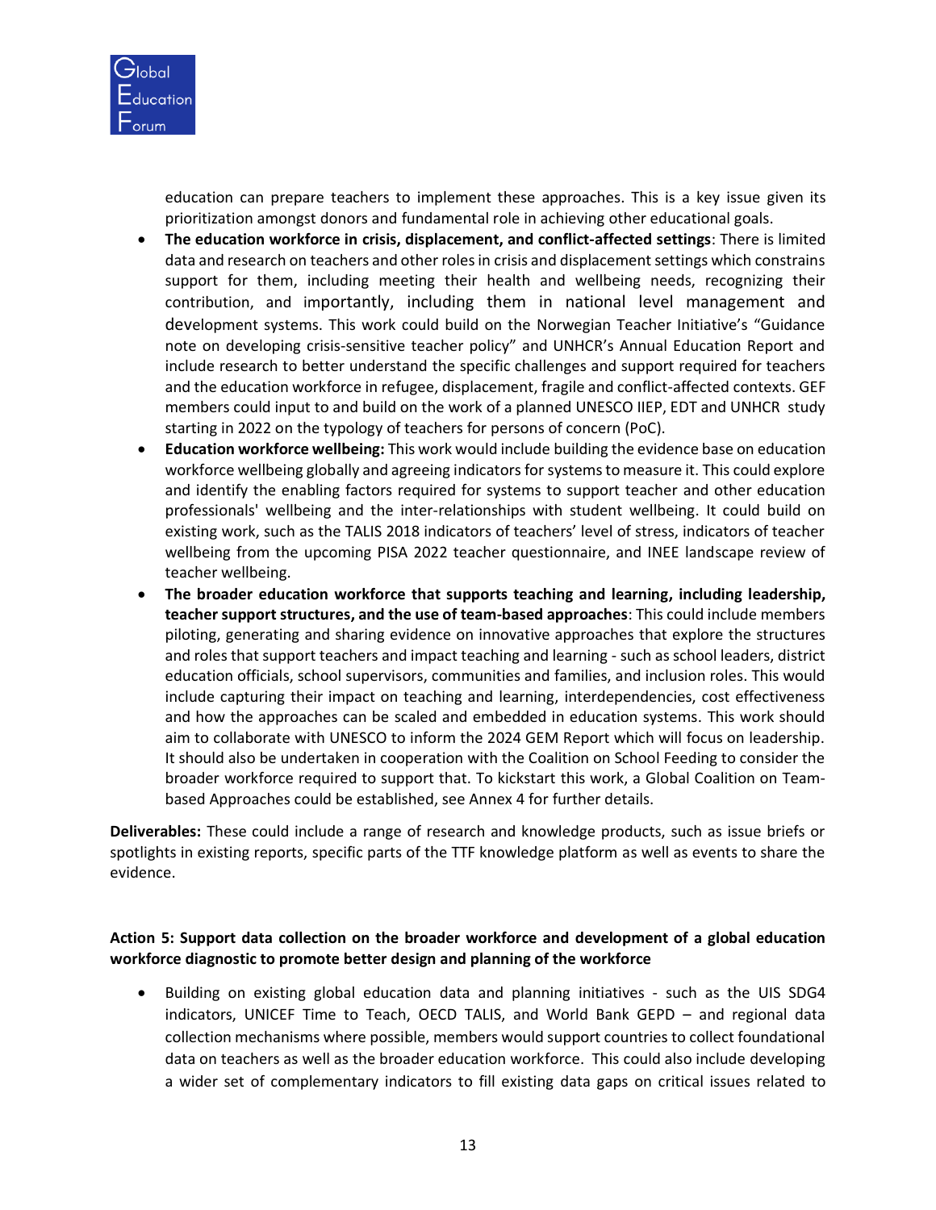education can prepare teachers to implement these approaches. This is a key issue given its prioritization amongst donors and fundamental role in achieving other educational goals.

- **The education workforce in crisis, displacement, and conflict-affected settings**: There is limited data and research on teachers and other roles in crisis and displacement settings which constrains support for them, including meeting their health and wellbeing needs, recognizing their contribution, and importantly, including them in national level management and development systems. This work could build on the Norwegian Teacher Initiative's "Guidance note on developing crisis-sensitive teacher policy" and UNHCR's Annual Education Report and include research to better understand the specific challenges and support required for teachers and the education workforce in refugee, displacement, fragile and conflict-affected contexts. GEF members could input to and build on the work of a planned UNESCO IIEP, EDT and UNHCR study starting in 2022 on the typology of teachers for persons of concern (PoC).
- **Education workforce wellbeing:** This work would include building the evidence base on education workforce wellbeing globally and agreeing indicators for systems to measure it. This could explore and identify the enabling factors required for systems to support teacher and other education professionals' wellbeing and the inter-relationships with student wellbeing. It could build on existing work, such as the TALIS 2018 indicators of teachers' level of stress, indicators of teacher wellbeing from the upcoming PISA 2022 teacher questionnaire, and INEE landscape review of teacher wellbeing.
- **The broader education workforce that supports teaching and learning, including leadership, teacher support structures, and the use of team-based approaches**: This could include members piloting, generating and sharing evidence on innovative approaches that explore the structures and roles that support teachers and impact teaching and learning - such as school leaders, district education officials, school supervisors, communities and families, and inclusion roles. This would include capturing their impact on teaching and learning, interdependencies, cost effectiveness and how the approaches can be scaled and embedded in education systems. This work should aim to collaborate with UNESCO to inform the 2024 GEM Report which will focus on leadership. It should also be undertaken in cooperation with the Coalition on School Feeding to consider the broader workforce required to support that. To kickstart this work, a Global Coalition on Team-based Approaches could be established, see Annex 4 for further details.

**Deliverables:** These could include a range of research and knowledge products, such as issue briefs or spotlights in existing reports, specific parts of the TTF knowledge platform as well as events to share the evidence.

**Action 5: Support data collection on the broader workforce and development of a global education workforce diagnostic to promote better design and planning of the workforce**

- Building on existing global education data and planning initiatives - such as the UIS SDG4 indicators, UNICEF Time to Teach, OECD TALIS, and World Bank GEPD – and regional data collection mechanisms where possible, members would support countries to collect foundational data on teachers as well as the broader education workforce. This could also include developing a wider set of complementary indicators to fill existing data gaps on critical issues related to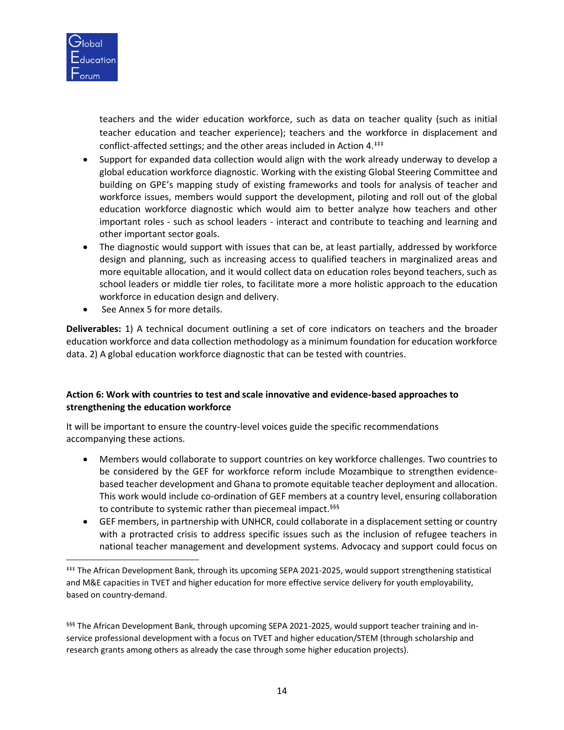teachers and the wider education workforce, such as data on teacher quality (such as initial teacher education and teacher experience); teachers and the workforce in displacement and conflict-affected settings; and the other areas included in Action 4.[‡‡‡]

- Support for expanded data collection would align with the work already underway to develop a global education workforce diagnostic. Working with the existing Global Steering Committee and building on GPE's mapping study of existing frameworks and tools for analysis of teacher and workforce issues, members would support the development, piloting and roll out of the global education workforce diagnostic which would aim to better analyze how teachers and other important roles - such as school leaders - interact and contribute to teaching and learning and other important sector goals.
- The diagnostic would support with issues that can be, at least partially, addressed by workforce design and planning, such as increasing access to qualified teachers in marginalized areas and more equitable allocation, and it would collect data on education roles beyond teachers, such as school leaders or middle tier roles, to facilitate more a more holistic approach to the education workforce in education design and delivery.
- See Annex 5 for more details.

**Deliverables:** 1) A technical document outlining a set of core indicators on teachers and the broader education workforce and data collection methodology as a minimum foundation for education workforce data. 2) A global education workforce diagnostic that can be tested with countries.

**Action 6: Work with countries to test and scale innovative and evidence-based approaches to strengthening the education workforce**

It will be important to ensure the country-level voices guide the specific recommendations accompanying these actions.

- Members would collaborate to support countries on key workforce challenges. Two countries to be considered by the GEF for workforce reform include Mozambique to strengthen evidence-based teacher development and Ghana to promote equitable teacher deployment and allocation. This work would include co-ordination of GEF members at a country level, ensuring collaboration to contribute to systemic rather than piecemeal impact.[§§§]
- GEF members, in partnership with UNHCR, could collaborate in a displacement setting or country with a protracted crisis to address specific issues such as the inclusion of refugee teachers in national teacher management and development systems. Advocacy and support could focus on

---

[‡‡‡] The African Development Bank, through its upcoming SEPA 2021-2025, would support strengthening statistical and M&E capacities in TVET and higher education for more effective service delivery for youth employability, based on country-demand.

[§§§] The African Development Bank, through upcoming SEPA 2021-2025, would support teacher training and in-service professional development with a focus on TVET and higher education/STEM (through scholarship and research grants among others as already the case through some higher education projects).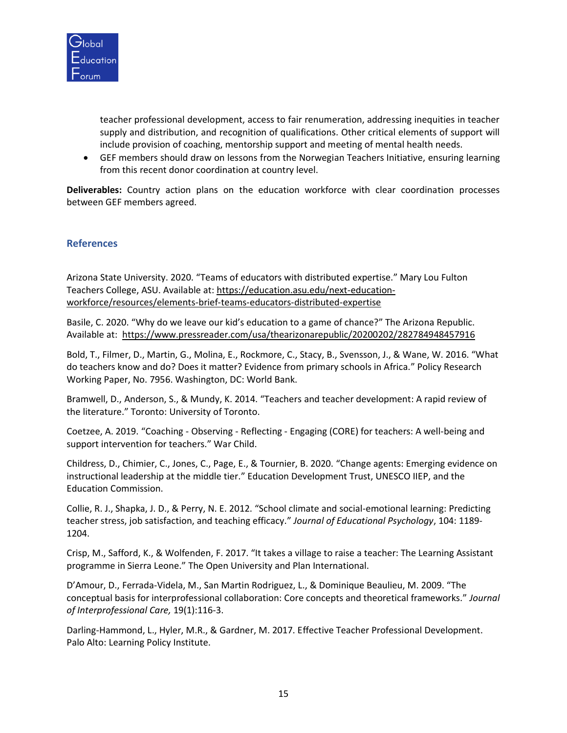teacher professional development, access to fair renumeration, addressing inequities in teacher supply and distribution, and recognition of qualifications. Other critical elements of support will include provision of coaching, mentorship support and meeting of mental health needs.

- GEF members should draw on lessons from the Norwegian Teachers Initiative, ensuring learning from this recent donor coordination at country level.

**Deliverables:** Country action plans on the education workforce with clear coordination processes between GEF members agreed.

## References

Arizona State University. 2020. "Teams of educators with distributed expertise." Mary Lou Fulton Teachers College, ASU. Available at: https://education.asu.edu/next-education-workforce/resources/elements-brief-teams-educators-distributed-expertise

Basile, C. 2020. "Why do we leave our kid's education to a game of chance?" The Arizona Republic. Available at: https://www.pressreader.com/usa/thearizonarepublic/20200202/282784948457916

Bold, T., Filmer, D., Martin, G., Molina, E., Rockmore, C., Stacy, B., Svensson, J., & Wane, W. 2016. "What do teachers know and do? Does it matter? Evidence from primary schools in Africa." Policy Research Working Paper, No. 7956. Washington, DC: World Bank.

Bramwell, D., Anderson, S., & Mundy, K. 2014. "Teachers and teacher development: A rapid review of the literature." Toronto: University of Toronto.

Coetzee, A. 2019. "Coaching - Observing - Reflecting - Engaging (CORE) for teachers: A well-being and support intervention for teachers." War Child.

Childress, D., Chimier, C., Jones, C., Page, E., & Tournier, B. 2020. "Change agents: Emerging evidence on instructional leadership at the middle tier." Education Development Trust, UNESCO IIEP, and the Education Commission.

Collie, R. J., Shapka, J. D., & Perry, N. E. 2012. "School climate and social-emotional learning: Predicting teacher stress, job satisfaction, and teaching efficacy." *Journal of Educational Psychology*, 104: 1189-1204.

Crisp, M., Safford, K., & Wolfenden, F. 2017. "It takes a village to raise a teacher: The Learning Assistant programme in Sierra Leone." The Open University and Plan International.

D'Amour, D., Ferrada-Videla, M., San Martin Rodriguez, L., & Dominique Beaulieu, M. 2009. "The conceptual basis for interprofessional collaboration: Core concepts and theoretical frameworks." *Journal of Interprofessional Care,* 19(1):116-3.

Darling-Hammond, L., Hyler, M.R., & Gardner, M. 2017. Effective Teacher Professional Development. Palo Alto: Learning Policy Institute.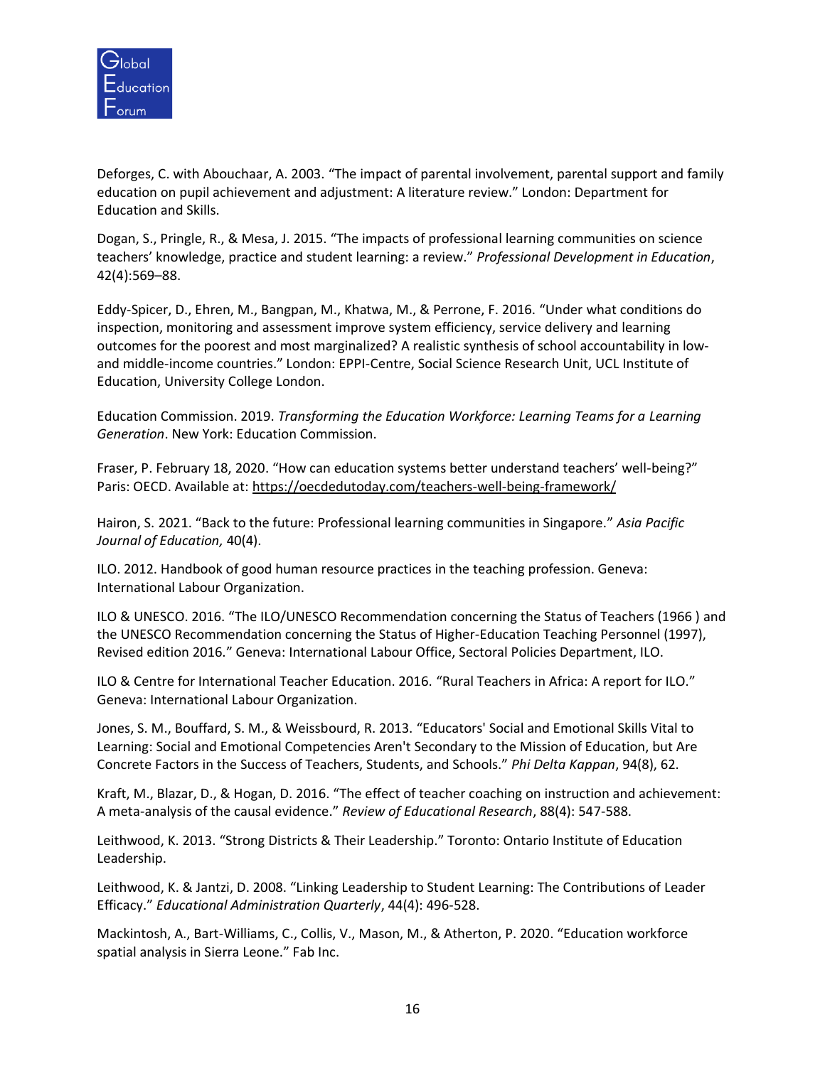Deforges, C. with Abouchaar, A. 2003. "The impact of parental involvement, parental support and family education on pupil achievement and adjustment: A literature review." London: Department for Education and Skills.

Dogan, S., Pringle, R., & Mesa, J. 2015. "The impacts of professional learning communities on science teachers' knowledge, practice and student learning: a review." *Professional Development in Education*, 42(4):569–88.

Eddy-Spicer, D., Ehren, M., Bangpan, M., Khatwa, M., & Perrone, F. 2016. "Under what conditions do inspection, monitoring and assessment improve system efficiency, service delivery and learning outcomes for the poorest and most marginalized? A realistic synthesis of school accountability in low- and middle-income countries." London: EPPI-Centre, Social Science Research Unit, UCL Institute of Education, University College London.

Education Commission. 2019. *Transforming the Education Workforce: Learning Teams for a Learning Generation*. New York: Education Commission.

Fraser, P. February 18, 2020. "How can education systems better understand teachers' well-being?" Paris: OECD. Available at: https://oecdedutoday.com/teachers-well-being-framework/

Hairon, S. 2021. "Back to the future: Professional learning communities in Singapore." *Asia Pacific Journal of Education,* 40(4).

ILO. 2012. Handbook of good human resource practices in the teaching profession. Geneva: International Labour Organization.

ILO & UNESCO. 2016. "The ILO/UNESCO Recommendation concerning the Status of Teachers (1966 ) and the UNESCO Recommendation concerning the Status of Higher-Education Teaching Personnel (1997), Revised edition 2016." Geneva: International Labour Office, Sectoral Policies Department, ILO.

ILO & Centre for International Teacher Education. 2016. "Rural Teachers in Africa: A report for ILO." Geneva: International Labour Organization.

Jones, S. M., Bouffard, S. M., & Weissbourd, R. 2013. "Educators' Social and Emotional Skills Vital to Learning: Social and Emotional Competencies Aren't Secondary to the Mission of Education, but Are Concrete Factors in the Success of Teachers, Students, and Schools." *Phi Delta Kappan*, 94(8), 62.

Kraft, M., Blazar, D., & Hogan, D. 2016. "The effect of teacher coaching on instruction and achievement: A meta-analysis of the causal evidence." *Review of Educational Research*, 88(4): 547-588.

Leithwood, K. 2013. "Strong Districts & Their Leadership." Toronto: Ontario Institute of Education Leadership.

Leithwood, K. & Jantzi, D. 2008. "Linking Leadership to Student Learning: The Contributions of Leader Efficacy." *Educational Administration Quarterly*, 44(4): 496-528.

Mackintosh, A., Bart-Williams, C., Collis, V., Mason, M., & Atherton, P. 2020. "Education workforce spatial analysis in Sierra Leone." Fab Inc.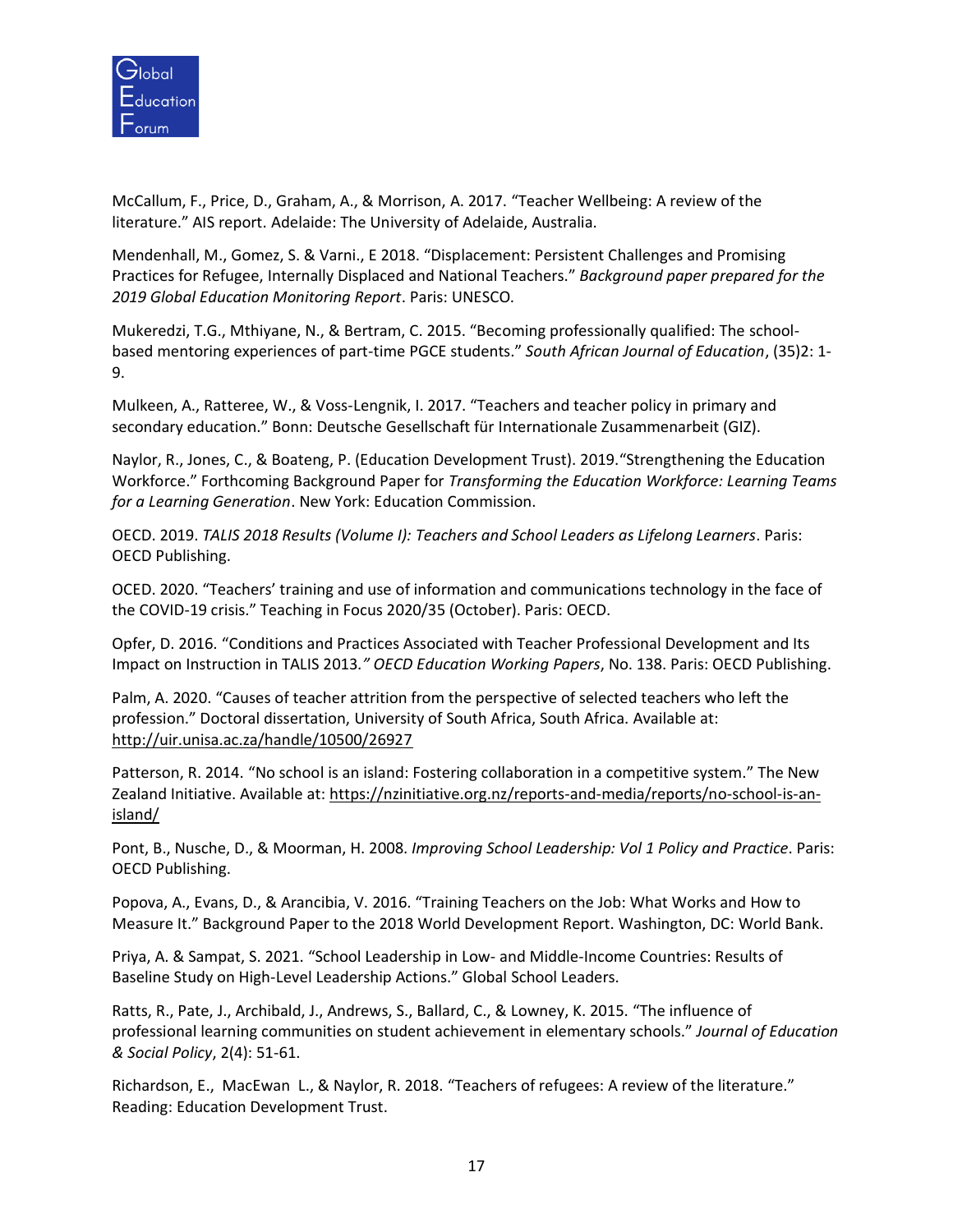McCallum, F., Price, D., Graham, A., & Morrison, A. 2017. "Teacher Wellbeing: A review of the literature." AIS report. Adelaide: The University of Adelaide, Australia.

Mendenhall, M., Gomez, S. & Varni., E 2018. "Displacement: Persistent Challenges and Promising Practices for Refugee, Internally Displaced and National Teachers." *Background paper prepared for the 2019 Global Education Monitoring Report*. Paris: UNESCO.

Mukeredzi, T.G., Mthiyane, N., & Bertram, C. 2015. "Becoming professionally qualified: The school-based mentoring experiences of part-time PGCE students." *South African Journal of Education*, (35)2: 1-9.

Mulkeen, A., Ratteree, W., & Voss-Lengnik, I. 2017. "Teachers and teacher policy in primary and secondary education." Bonn: Deutsche Gesellschaft für Internationale Zusammenarbeit (GIZ).

Naylor, R., Jones, C., & Boateng, P. (Education Development Trust). 2019."Strengthening the Education Workforce." Forthcoming Background Paper for *Transforming the Education Workforce: Learning Teams for a Learning Generation*. New York: Education Commission.

OECD. 2019. *TALIS 2018 Results (Volume I): Teachers and School Leaders as Lifelong Learners*. Paris: OECD Publishing.

OCED. 2020. "Teachers' training and use of information and communications technology in the face of the COVID-19 crisis." Teaching in Focus 2020/35 (October). Paris: OECD.

Opfer, D. 2016. "Conditions and Practices Associated with Teacher Professional Development and Its Impact on Instruction in TALIS 2013.*" OECD Education Working Papers*, No. 138. Paris: OECD Publishing.

Palm, A. 2020. "Causes of teacher attrition from the perspective of selected teachers who left the profession." Doctoral dissertation, University of South Africa, South Africa. Available at: http://uir.unisa.ac.za/handle/10500/26927

Patterson, R. 2014. "No school is an island: Fostering collaboration in a competitive system." The New Zealand Initiative. Available at: https://nzinitiative.org.nz/reports-and-media/reports/no-school-is-an-island/

Pont, B., Nusche, D., & Moorman, H. 2008. *Improving School Leadership: Vol 1 Policy and Practice*. Paris: OECD Publishing.

Popova, A., Evans, D., & Arancibia, V. 2016. "Training Teachers on the Job: What Works and How to Measure It." Background Paper to the 2018 World Development Report. Washington, DC: World Bank.

Priya, A. & Sampat, S. 2021. "School Leadership in Low- and Middle-Income Countries: Results of Baseline Study on High-Level Leadership Actions." Global School Leaders.

Ratts, R., Pate, J., Archibald, J., Andrews, S., Ballard, C., & Lowney, K. 2015. "The influence of professional learning communities on student achievement in elementary schools." *Journal of Education & Social Policy*, 2(4): 51-61.

Richardson, E., MacEwan L., & Naylor, R. 2018. "Teachers of refugees: A review of the literature." Reading: Education Development Trust.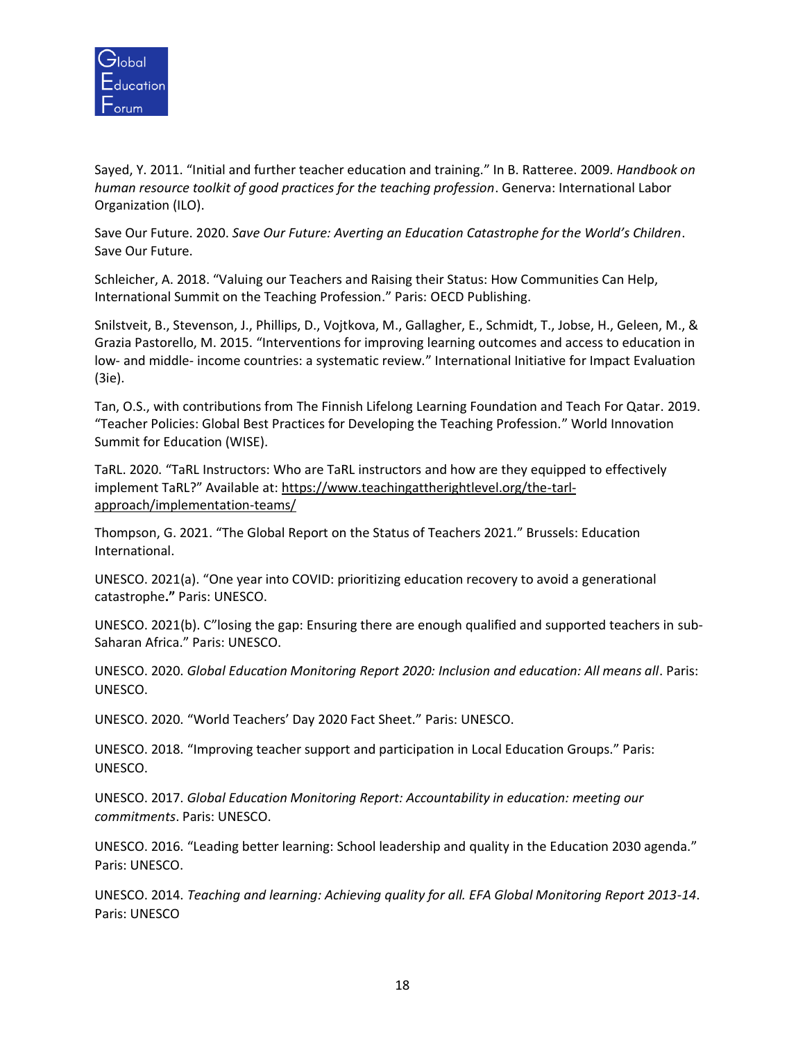Sayed, Y. 2011. "Initial and further teacher education and training." In B. Ratteree. 2009. *Handbook on human resource toolkit of good practices for the teaching profession*. Generva: International Labor Organization (ILO).

Save Our Future. 2020. *Save Our Future: Averting an Education Catastrophe for the World's Children*. Save Our Future.

Schleicher, A. 2018. "Valuing our Teachers and Raising their Status: How Communities Can Help, International Summit on the Teaching Profession." Paris: OECD Publishing.

Snilstveit, B., Stevenson, J., Phillips, D., Vojtkova, M., Gallagher, E., Schmidt, T., Jobse, H., Geleen, M., & Grazia Pastorello, M. 2015. "Interventions for improving learning outcomes and access to education in low- and middle- income countries: a systematic review." International Initiative for Impact Evaluation (3ie).

Tan, O.S., with contributions from The Finnish Lifelong Learning Foundation and Teach For Qatar. 2019. "Teacher Policies: Global Best Practices for Developing the Teaching Profession." World Innovation Summit for Education (WISE).

TaRL. 2020. "TaRL Instructors: Who are TaRL instructors and how are they equipped to effectively implement TaRL?" Available at: https://www.teachingattherightlevel.org/the-tarl-approach/implementation-teams/

Thompson, G. 2021. "The Global Report on the Status of Teachers 2021." Brussels: Education International.

UNESCO. 2021(a). "One year into COVID: prioritizing education recovery to avoid a generational catastrophe**."** Paris: UNESCO.

UNESCO. 2021(b). C"losing the gap: Ensuring there are enough qualified and supported teachers in sub-Saharan Africa." Paris: UNESCO.

UNESCO. 2020. *Global Education Monitoring Report 2020: Inclusion and education: All means all*. Paris: UNESCO.

UNESCO. 2020. "World Teachers' Day 2020 Fact Sheet." Paris: UNESCO.

UNESCO. 2018. "Improving teacher support and participation in Local Education Groups." Paris: UNESCO.

UNESCO. 2017. *Global Education Monitoring Report: Accountability in education: meeting our commitments*. Paris: UNESCO.

UNESCO. 2016. "Leading better learning: School leadership and quality in the Education 2030 agenda." Paris: UNESCO.

UNESCO. 2014. *Teaching and learning: Achieving quality for all. EFA Global Monitoring Report 2013-14*. Paris: UNESCO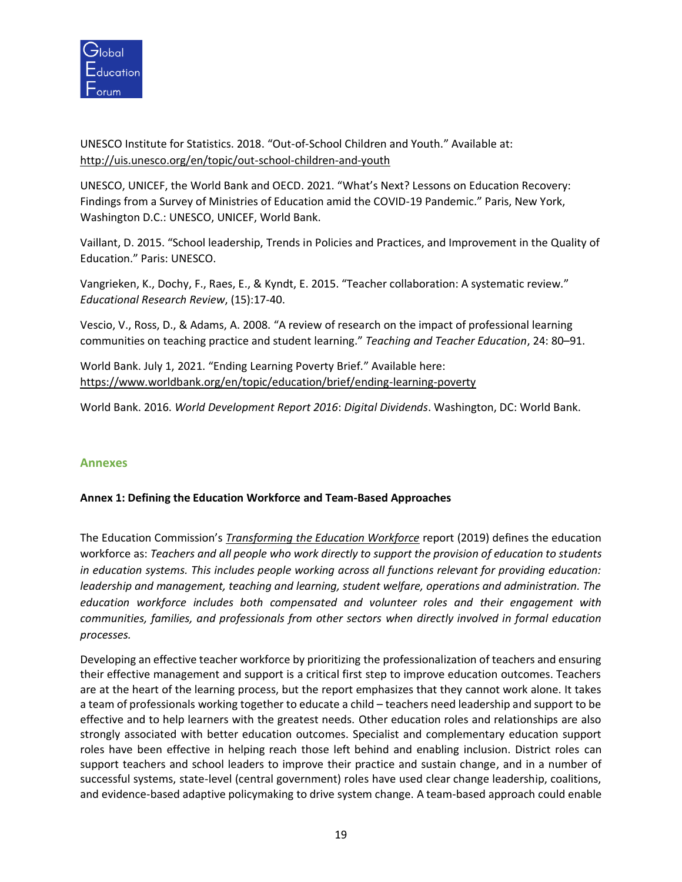UNESCO Institute for Statistics. 2018. "Out-of-School Children and Youth." Available at: http://uis.unesco.org/en/topic/out-school-children-and-youth

UNESCO, UNICEF, the World Bank and OECD. 2021. "What's Next? Lessons on Education Recovery: Findings from a Survey of Ministries of Education amid the COVID-19 Pandemic." Paris, New York, Washington D.C.: UNESCO, UNICEF, World Bank.

Vaillant, D. 2015. "School leadership, Trends in Policies and Practices, and Improvement in the Quality of Education." Paris: UNESCO.

Vangrieken, K., Dochy, F., Raes, E., & Kyndt, E. 2015. "Teacher collaboration: A systematic review." *Educational Research Review*, (15):17-40.

Vescio, V., Ross, D., & Adams, A. 2008. "A review of research on the impact of professional learning communities on teaching practice and student learning." *Teaching and Teacher Education*, 24: 80–91.

World Bank. July 1, 2021. "Ending Learning Poverty Brief." Available here: https://www.worldbank.org/en/topic/education/brief/ending-learning-poverty

World Bank. 2016. *World Development Report 2016*: *Digital Dividends*. Washington, DC: World Bank.

## Annexes

### Annex 1: Defining the Education Workforce and Team-Based Approaches

The Education Commission's *Transforming the Education Workforce* report (2019) defines the education workforce as: *Teachers and all people who work directly to support the provision of education to students in education systems. This includes people working across all functions relevant for providing education: leadership and management, teaching and learning, student welfare, operations and administration. The education workforce includes both compensated and volunteer roles and their engagement with communities, families, and professionals from other sectors when directly involved in formal education processes.*

Developing an effective teacher workforce by prioritizing the professionalization of teachers and ensuring their effective management and support is a critical first step to improve education outcomes. Teachers are at the heart of the learning process, but the report emphasizes that they cannot work alone. It takes a team of professionals working together to educate a child – teachers need leadership and support to be effective and to help learners with the greatest needs. Other education roles and relationships are also strongly associated with better education outcomes. Specialist and complementary education support roles have been effective in helping reach those left behind and enabling inclusion. District roles can support teachers and school leaders to improve their practice and sustain change, and in a number of successful systems, state-level (central government) roles have used clear change leadership, coalitions, and evidence-based adaptive policymaking to drive system change. A team-based approach could enable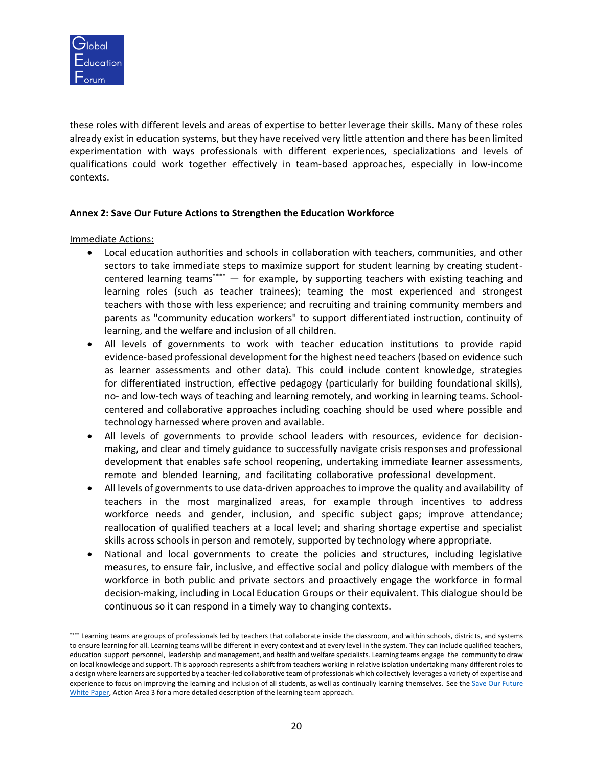these roles with different levels and areas of expertise to better leverage their skills. Many of these roles already exist in education systems, but they have received very little attention and there has been limited experimentation with ways professionals with different experiences, specializations and levels of qualifications could work together effectively in team-based approaches, especially in low-income contexts.

**Annex 2: Save Our Future Actions to Strengthen the Education Workforce**

Immediate Actions:

- Local education authorities and schools in collaboration with teachers, communities, and other sectors to take immediate steps to maximize support for student learning by creating student-centered learning teams[****] — for example, by supporting teachers with existing teaching and learning roles (such as teacher trainees); teaming the most experienced and strongest teachers with those with less experience; and recruiting and training community members and parents as "community education workers" to support differentiated instruction, continuity of learning, and the welfare and inclusion of all children.
- All levels of governments to work with teacher education institutions to provide rapid evidence-based professional development for the highest need teachers (based on evidence such as learner assessments and other data). This could include content knowledge, strategies for differentiated instruction, effective pedagogy (particularly for building foundational skills), no- and low-tech ways of teaching and learning remotely, and working in learning teams. School-centered and collaborative approaches including coaching should be used where possible and technology harnessed where proven and available.
- All levels of governments to provide school leaders with resources, evidence for decision-making, and clear and timely guidance to successfully navigate crisis responses and professional development that enables safe school reopening, undertaking immediate learner assessments, remote and blended learning, and facilitating collaborative professional development.
- All levels of governments to use data-driven approaches to improve the quality and availability of teachers in the most marginalized areas, for example through incentives to address workforce needs and gender, inclusion, and specific subject gaps; improve attendance; reallocation of qualified teachers at a local level; and sharing shortage expertise and specialist skills across schools in person and remotely, supported by technology where appropriate.
- National and local governments to create the policies and structures, including legislative measures, to ensure fair, inclusive, and effective social and policy dialogue with members of the workforce in both public and private sectors and proactively engage the workforce in formal decision-making, including in Local Education Groups or their equivalent. This dialogue should be continuous so it can respond in a timely way to changing contexts.

---

[****] Learning teams are groups of professionals led by teachers that collaborate inside the classroom, and within schools, districts, and systems to ensure learning for all. Learning teams will be different in every context and at every level in the system. They can include qualified teachers, education support personnel, leadership and management, and health and welfare specialists. Learning teams engage the community to draw on local knowledge and support. This approach represents a shift from teachers working in relative isolation undertaking many different roles to a design where learners are supported by a teacher-led collaborative team of professionals which collectively leverages a variety of expertise and experience to focus on improving the learning and inclusion of all students, as well as continually learning themselves. See the Save Our Future White Paper, Action Area 3 for a more detailed description of the learning team approach.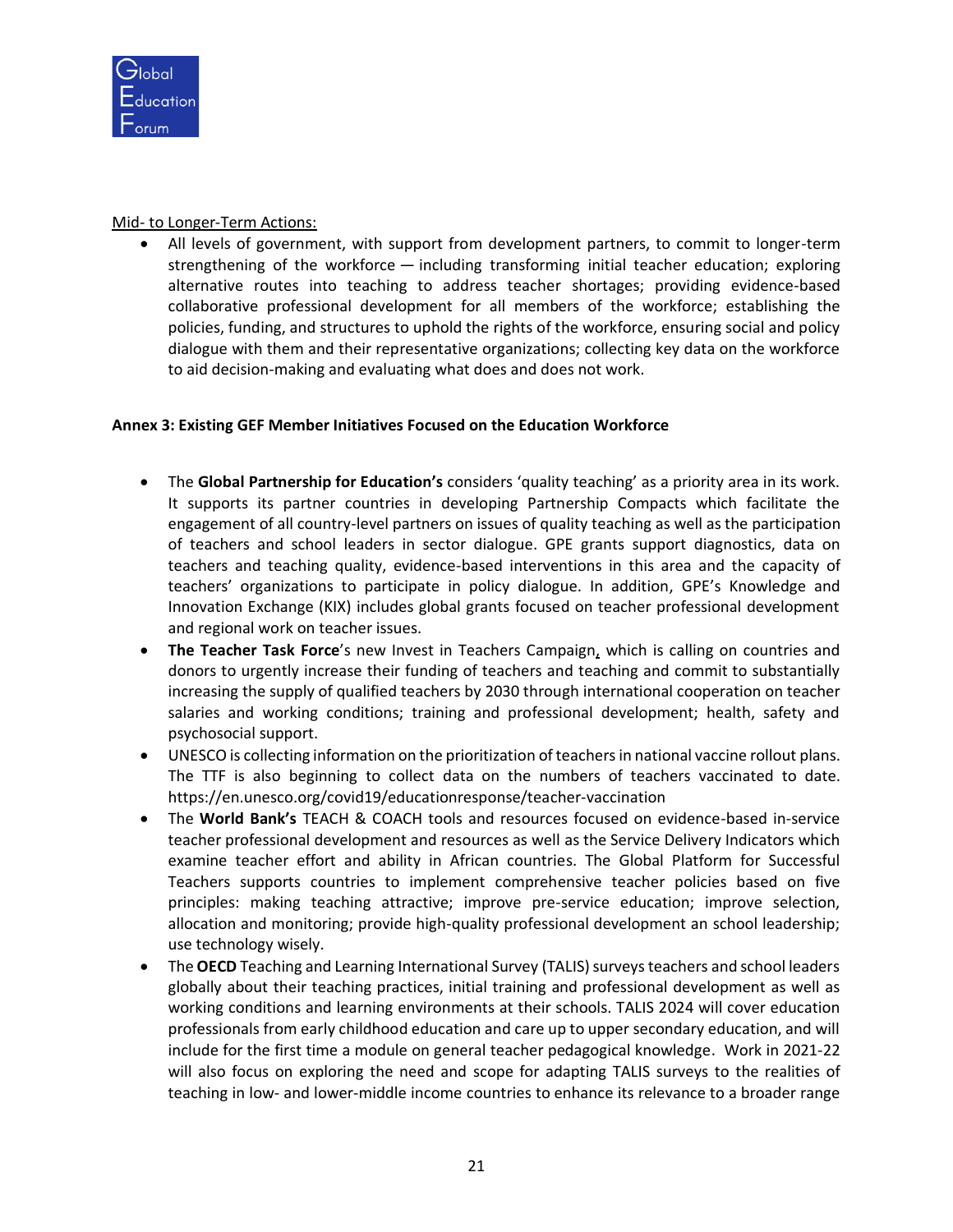Mid- to Longer-Term Actions:

- All levels of government, with support from development partners, to commit to longer-term strengthening of the workforce — including transforming initial teacher education; exploring alternative routes into teaching to address teacher shortages; providing evidence-based collaborative professional development for all members of the workforce; establishing the policies, funding, and structures to uphold the rights of the workforce, ensuring social and policy dialogue with them and their representative organizations; collecting key data on the workforce to aid decision-making and evaluating what does and does not work.

**Annex 3: Existing GEF Member Initiatives Focused on the Education Workforce**

- The **Global Partnership for Education's** considers 'quality teaching' as a priority area in its work. It supports its partner countries in developing Partnership Compacts which facilitate the engagement of all country-level partners on issues of quality teaching as well as the participation of teachers and school leaders in sector dialogue. GPE grants support diagnostics, data on teachers and teaching quality, evidence-based interventions in this area and the capacity of teachers' organizations to participate in policy dialogue. In addition, GPE's Knowledge and Innovation Exchange (KIX) includes global grants focused on teacher professional development and regional work on teacher issues.
- **The Teacher Task Force**'s new Invest in Teachers Campaign, which is calling on countries and donors to urgently increase their funding of teachers and teaching and commit to substantially increasing the supply of qualified teachers by 2030 through international cooperation on teacher salaries and working conditions; training and professional development; health, safety and psychosocial support.
- UNESCO is collecting information on the prioritization of teachers in national vaccine rollout plans. The TTF is also beginning to collect data on the numbers of teachers vaccinated to date. https://en.unesco.org/covid19/educationresponse/teacher-vaccination
- The **World Bank's** TEACH & COACH tools and resources focused on evidence-based in-service teacher professional development and resources as well as the Service Delivery Indicators which examine teacher effort and ability in African countries. The Global Platform for Successful Teachers supports countries to implement comprehensive teacher policies based on five principles: making teaching attractive; improve pre-service education; improve selection, allocation and monitoring; provide high-quality professional development an school leadership; use technology wisely.
- The **OECD** Teaching and Learning International Survey (TALIS) surveys teachers and school leaders globally about their teaching practices, initial training and professional development as well as working conditions and learning environments at their schools. TALIS 2024 will cover education professionals from early childhood education and care up to upper secondary education, and will include for the first time a module on general teacher pedagogical knowledge. Work in 2021-22 will also focus on exploring the need and scope for adapting TALIS surveys to the realities of teaching in low- and lower-middle income countries to enhance its relevance to a broader range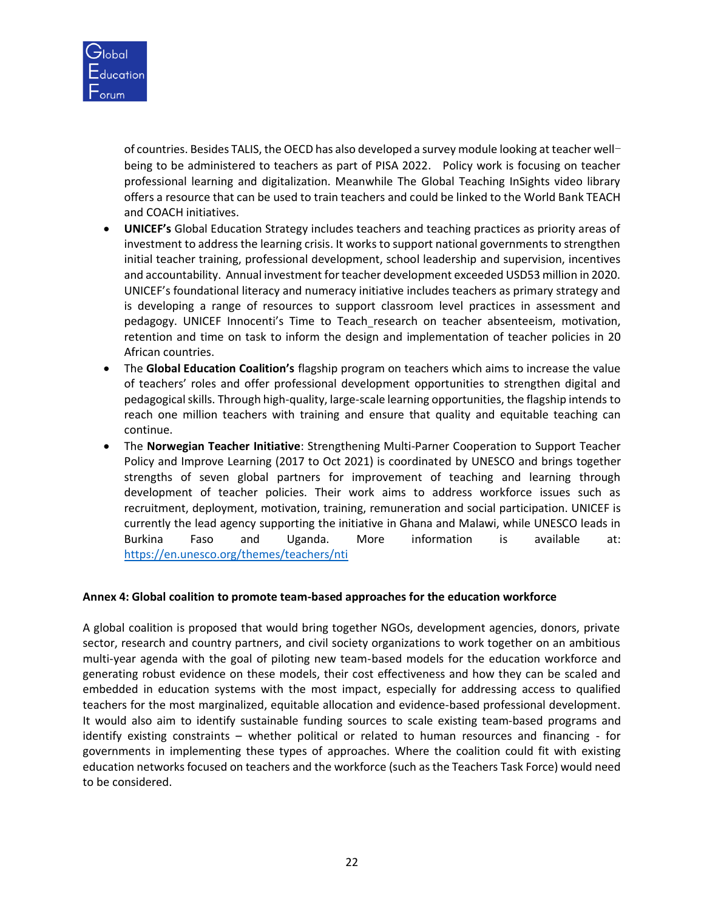of countries. Besides TALIS, the OECD has also developed a survey module looking at teacher well-being to be administered to teachers as part of PISA 2022. Policy work is focusing on teacher professional learning and digitalization. Meanwhile The Global Teaching InSights video library offers a resource that can be used to train teachers and could be linked to the World Bank TEACH and COACH initiatives.

- **UNICEF's** Global Education Strategy includes teachers and teaching practices as priority areas of investment to address the learning crisis. It works to support national governments to strengthen initial teacher training, professional development, school leadership and supervision, incentives and accountability. Annual investment for teacher development exceeded USD53 million in 2020. UNICEF's foundational literacy and numeracy initiative includes teachers as primary strategy and is developing a range of resources to support classroom level practices in assessment and pedagogy. UNICEF Innocenti's Time to Teach_research on teacher absenteeism, motivation, retention and time on task to inform the design and implementation of teacher policies in 20 African countries.
- The **Global Education Coalition's** flagship program on teachers which aims to increase the value of teachers' roles and offer professional development opportunities to strengthen digital and pedagogical skills. Through high-quality, large-scale learning opportunities, the flagship intends to reach one million teachers with training and ensure that quality and equitable teaching can continue.
- The **Norwegian Teacher Initiative**: Strengthening Multi-Parner Cooperation to Support Teacher Policy and Improve Learning (2017 to Oct 2021) is coordinated by UNESCO and brings together strengths of seven global partners for improvement of teaching and learning through development of teacher policies. Their work aims to address workforce issues such as recruitment, deployment, motivation, training, remuneration and social participation. UNICEF is currently the lead agency supporting the initiative in Ghana and Malawi, while UNESCO leads in Burkina Faso and Uganda. More information is available at: https://en.unesco.org/themes/teachers/nti

**Annex 4: Global coalition to promote team-based approaches for the education workforce**

A global coalition is proposed that would bring together NGOs, development agencies, donors, private sector, research and country partners, and civil society organizations to work together on an ambitious multi-year agenda with the goal of piloting new team-based models for the education workforce and generating robust evidence on these models, their cost effectiveness and how they can be scaled and embedded in education systems with the most impact, especially for addressing access to qualified teachers for the most marginalized, equitable allocation and evidence-based professional development. It would also aim to identify sustainable funding sources to scale existing team-based programs and identify existing constraints – whether political or related to human resources and financing - for governments in implementing these types of approaches. Where the coalition could fit with existing education networks focused on teachers and the workforce (such as the Teachers Task Force) would need to be considered.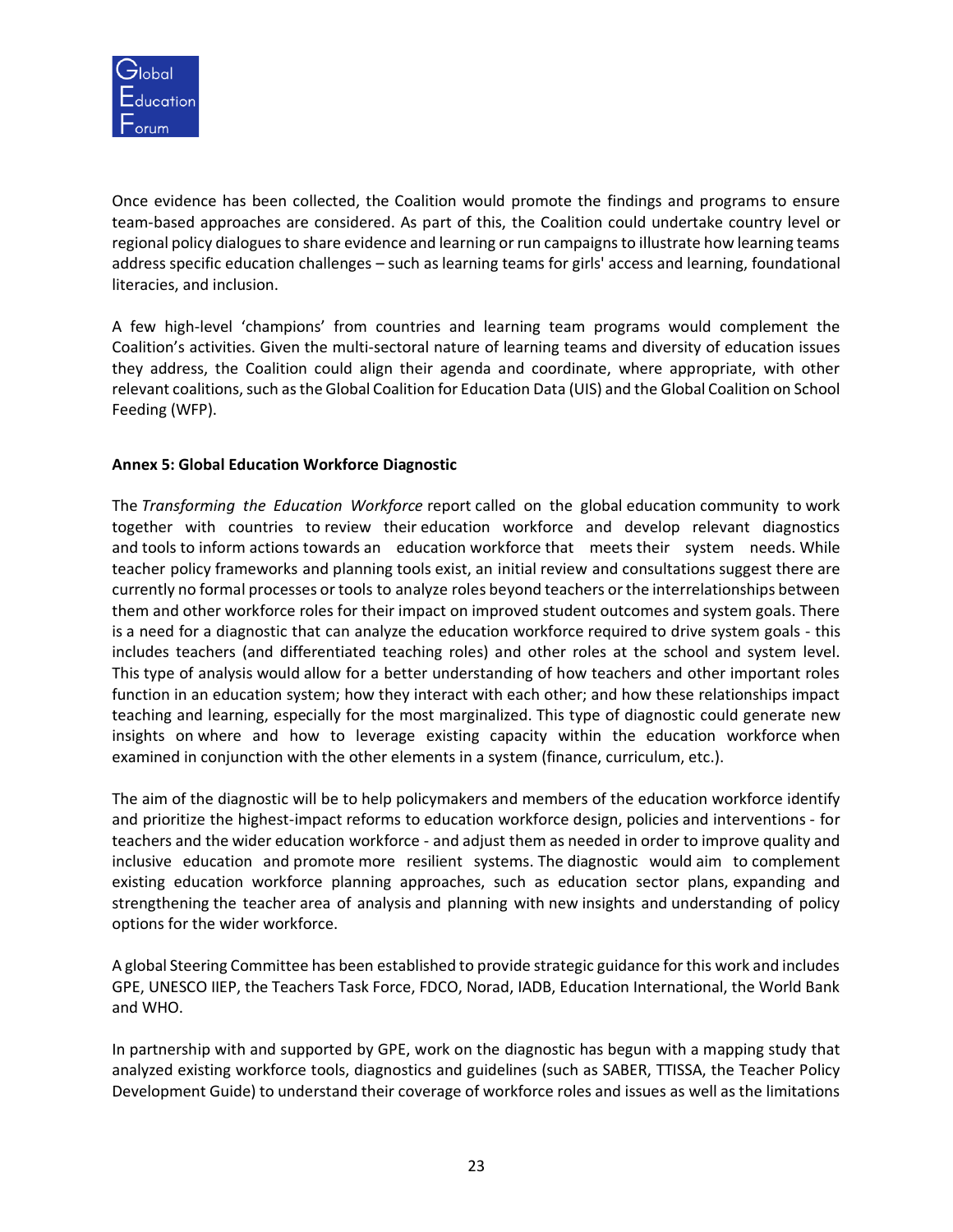Once evidence has been collected, the Coalition would promote the findings and programs to ensure team-based approaches are considered. As part of this, the Coalition could undertake country level or regional policy dialogues to share evidence and learning or run campaigns to illustrate how learning teams address specific education challenges – such as learning teams for girls' access and learning, foundational literacies, and inclusion.

A few high-level 'champions' from countries and learning team programs would complement the Coalition's activities. Given the multi-sectoral nature of learning teams and diversity of education issues they address, the Coalition could align their agenda and coordinate, where appropriate, with other relevant coalitions, such as the Global Coalition for Education Data (UIS) and the Global Coalition on School Feeding (WFP).

**Annex 5: Global Education Workforce Diagnostic**

The *Transforming the Education Workforce* report called on the global education community to work together with countries to review their education workforce and develop relevant diagnostics and tools to inform actions towards an education workforce that meets their system needs. While teacher policy frameworks and planning tools exist, an initial review and consultations suggest there are currently no formal processes or tools to analyze roles beyond teachers or the interrelationships between them and other workforce roles for their impact on improved student outcomes and system goals. There is a need for a diagnostic that can analyze the education workforce required to drive system goals - this includes teachers (and differentiated teaching roles) and other roles at the school and system level. This type of analysis would allow for a better understanding of how teachers and other important roles function in an education system; how they interact with each other; and how these relationships impact teaching and learning, especially for the most marginalized. This type of diagnostic could generate new insights on where and how to leverage existing capacity within the education workforce when examined in conjunction with the other elements in a system (finance, curriculum, etc.).

The aim of the diagnostic will be to help policymakers and members of the education workforce identify and prioritize the highest-impact reforms to education workforce design, policies and interventions - for teachers and the wider education workforce - and adjust them as needed in order to improve quality and inclusive education and promote more resilient systems. The diagnostic would aim to complement existing education workforce planning approaches, such as education sector plans, expanding and strengthening the teacher area of analysis and planning with new insights and understanding of policy options for the wider workforce.

A global Steering Committee has been established to provide strategic guidance for this work and includes GPE, UNESCO IIEP, the Teachers Task Force, FDCO, Norad, IADB, Education International, the World Bank and WHO.

In partnership with and supported by GPE, work on the diagnostic has begun with a mapping study that analyzed existing workforce tools, diagnostics and guidelines (such as SABER, TTISSA, the Teacher Policy Development Guide) to understand their coverage of workforce roles and issues as well as the limitations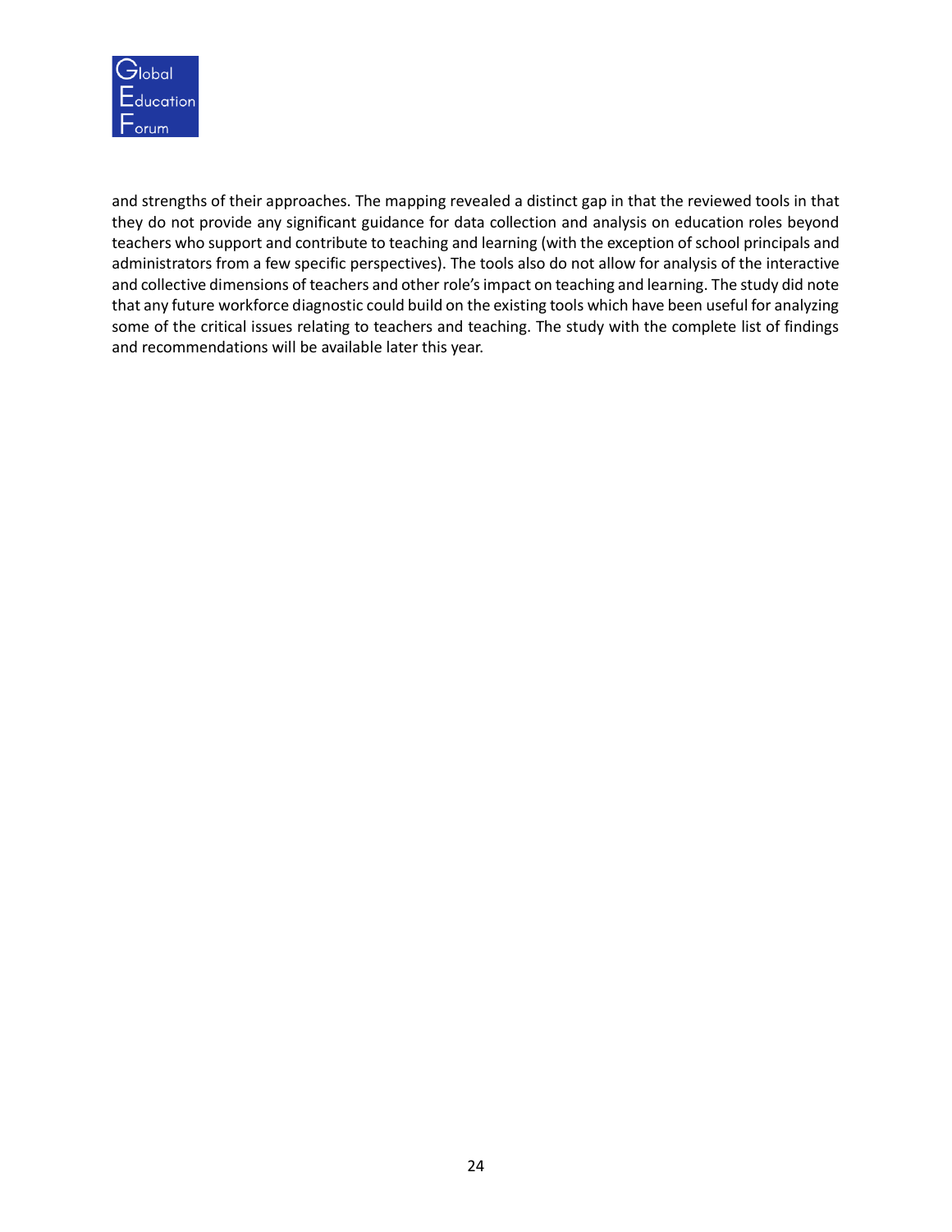and strengths of their approaches. The mapping revealed a distinct gap in that the reviewed tools in that they do not provide any significant guidance for data collection and analysis on education roles beyond teachers who support and contribute to teaching and learning (with the exception of school principals and administrators from a few specific perspectives). The tools also do not allow for analysis of the interactive and collective dimensions of teachers and other role's impact on teaching and learning. The study did note that any future workforce diagnostic could build on the existing tools which have been useful for analyzing some of the critical issues relating to teachers and teaching. The study with the complete list of findings and recommendations will be available later this year.